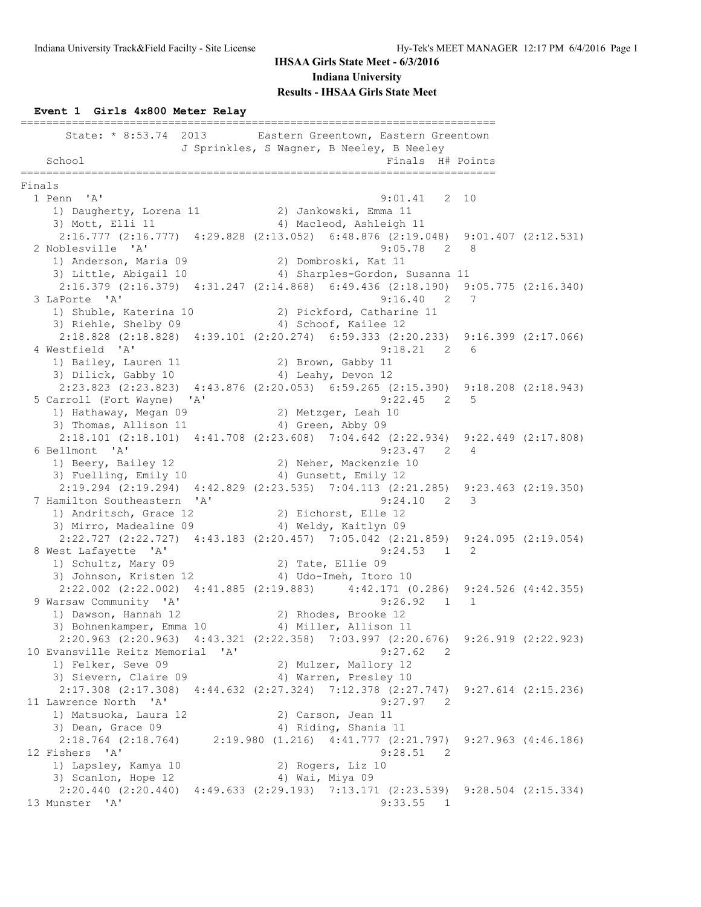# IHSAA Girls State Meet - 6/3/2016

## Indiana University

## Results - IHSAA Girls State Meet

### Event 1 Girls 4x800 Meter Relay

```
=========================================================================
      State: * 8:53.74  2013       Eastern Greentown, Eastern Greentown
                   J Sprinkles, S Wagner, B Neeley, B Neeley
    School                                            Finals  H# Points
=========================================================================
Finals
  1 Penn  'A'                                          9:01.41   2  10
     1) Daugherty, Lorena 11            2) Jankowski, Emma 11
     3) Mott, Elli 11                   4) Macleod, Ashleigh 11
      2:16.777 (2:16.777)  4:29.828 (2:13.052)  6:48.876 (2:19.048)  9:01.407 (2:12.531)
  2 Noblesville  'A'                                   9:05.78   2   8
     1) Anderson, Maria 09              2) Dombroski, Kat 11
     3) Little, Abigail 10              4) Sharples-Gordon, Susanna 11
      2:16.379 (2:16.379)  4:31.247 (2:14.868)  6:49.436 (2:18.190)  9:05.775 (2:16.340)
  3 LaPorte  'A'                                       9:16.40   2   7
     1) Shuble, Katerina 10             2) Pickford, Catharine 11
     3) Riehle, Shelby 09               4) Schoof, Kailee 12
      2:18.828 (2:18.828)  4:39.101 (2:20.274)  6:59.333 (2:20.233)  9:16.399 (2:17.066)
  4 Westfield  'A'                                     9:18.21   2   6
     1) Bailey, Lauren 11               2) Brown, Gabby 11
     3) Dilick, Gabby 10                4) Leahy, Devon 12
      2:23.823 (2:23.823)  4:43.876 (2:20.053)  6:59.265 (2:15.390)  9:18.208 (2:18.943)
  5 Carroll (Fort Wayne)  'A'                          9:22.45   2   5
     1) Hathaway, Megan 09              2) Metzger, Leah 10
     3) Thomas, Allison 11              4) Green, Abby 09
      2:18.101 (2:18.101)  4:41.708 (2:23.608)  7:04.642 (2:22.934)  9:22.449 (2:17.808)
  6 Bellmont  'A'                                      9:23.47   2   4
     1) Beery, Bailey 12                2) Neher, Mackenzie 10
     3) Fuelling, Emily 10              4) Gunsett, Emily 12
      2:19.294 (2:19.294)  4:42.829 (2:23.535)  7:04.113 (2:21.285)  9:23.463 (2:19.350)
  7 Hamilton Southeastern  'A'                         9:24.10   2   3
     1) Andritsch, Grace 12             2) Eichorst, Elle 12
     3) Mirro, Madealine 09             4) Weldy, Kaitlyn 09
      2:22.727 (2:22.727)  4:43.183 (2:20.457)  7:05.042 (2:21.859)  9:24.095 (2:19.054)
  8 West Lafayette  'A'                                9:24.53   1   2
     1) Schultz, Mary 09                2) Tate, Ellie 09
     3) Johnson, Kristen 12             4) Udo-Imeh, Itoro 10
      2:22.002 (2:22.002)  4:41.885 (2:19.883)     4:42.171 (0.286)  9:24.526 (4:42.355)
  9 Warsaw Community  'A'                              9:26.92   1   1
     1) Dawson, Hannah 12               2) Rhodes, Brooke 12
     3) Bohnenkamper, Emma 10           4) Miller, Allison 11
      2:20.963 (2:20.963)  4:43.321 (2:22.358)  7:03.997 (2:20.676)  9:26.919 (2:22.923)
 10 Evansville Reitz Memorial  'A'                     9:27.62   2
     1) Felker, Seve 09                 2) Mulzer, Mallory 12
     3) Sievern, Claire 09              4) Warren, Presley 10
      2:17.308 (2:17.308)  4:44.632 (2:27.324)  7:12.378 (2:27.747)  9:27.614 (2:15.236)
 11 Lawrence North  'A'                                9:27.97   2
     1) Matsuoka, Laura 12              2) Carson, Jean 11
     3) Dean, Grace 09                  4) Riding, Shania 11
      2:18.764 (2:18.764)     2:19.980 (1.216)  4:41.777 (2:21.797)  9:27.963 (4:46.186)
 12 Fishers  'A'                                       9:28.51   2
     1) Lapsley, Kamya 10               2) Rogers, Liz 10
     3) Scanlon, Hope 12                4) Wai, Miya 09
      2:20.440 (2:20.440)  4:49.633 (2:29.193)  7:13.171 (2:23.539)  9:28.504 (2:15.334)
 13 Munster  'A'                                       9:33.55   1
```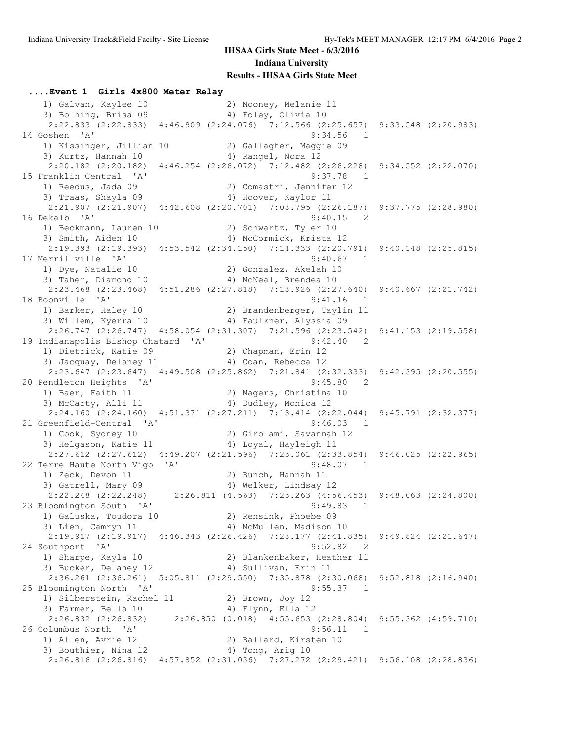**IHSAA Girls State Meet - 6/3/2016**

**Indiana University**

**Results - IHSAA Girls State Meet**

### ....Event 1 Girls 4x800 Meter Relay

```
    1) Galvan, Kaylee 10              2) Mooney, Melanie 11
    3) Bolhing, Brisa 09              4) Foley, Olivia 10
     2:22.833 (2:22.833)  4:46.909 (2:24.076)  7:12.566 (2:25.657)  9:33.548 (2:20.983)
 14 Goshen  'A'                                        9:34.56   1
    1) Kissinger, Jillian 10          2) Gallagher, Maggie 09
    3) Kurtz, Hannah 10               4) Rangel, Nora 12
     2:20.182 (2:20.182)  4:46.254 (2:26.072)  7:12.482 (2:26.228)  9:34.552 (2:22.070)
 15 Franklin Central  'A'                              9:37.78   1
    1) Reedus, Jada 09                2) Comastri, Jennifer 12
    3) Traas, Shayla 09               4) Hoover, Kaylor 11
     2:21.907 (2:21.907)  4:42.608 (2:20.701)  7:08.795 (2:26.187)  9:37.775 (2:28.980)
 16 Dekalb  'A'                                        9:40.15   2
    1) Beckmann, Lauren 10            2) Schwartz, Tyler 10
    3) Smith, Aiden 10                4) McCormick, Krista 12
     2:19.393 (2:19.393)  4:53.542 (2:34.150)  7:14.333 (2:20.791)  9:40.148 (2:25.815)
 17 Merrillville  'A'                                  9:40.67   1
    1) Dye, Natalie 10                2) Gonzalez, Akelah 10
    3) Taher, Diamond 10              4) McNeal, Brendea 10
     2:23.468 (2:23.468)  4:51.286 (2:27.818)  7:18.926 (2:27.640)  9:40.667 (2:21.742)
 18 Boonville  'A'                                     9:41.16   1
    1) Barker, Haley 10               2) Brandenberger, Taylin 11
    3) Willem, Kyerra 10              4) Faulkner, Alyssia 09
     2:26.747 (2:26.747)  4:58.054 (2:31.307)  7:21.596 (2:23.542)  9:41.153 (2:19.558)
 19 Indianapolis Bishop Chatard  'A'                   9:42.40   2
    1) Dietrick, Katie 09             2) Chapman, Erin 12
    3) Jacquay, Delaney 11            4) Coan, Rebecca 12
     2:23.647 (2:23.647)  4:49.508 (2:25.862)  7:21.841 (2:32.333)  9:42.395 (2:20.555)
 20 Pendleton Heights  'A'                             9:45.80   2
    1) Baer, Faith 11                 2) Magers, Christina 10
    3) McCarty, Alli 11               4) Dudley, Monica 12
     2:24.160 (2:24.160)  4:51.371 (2:27.211)  7:13.414 (2:22.044)  9:45.791 (2:32.377)
 21 Greenfield-Central  'A'                            9:46.03   1
    1) Cook, Sydney 10                2) Girolami, Savannah 12
    3) Helgason, Katie 11             4) Loyal, Hayleigh 11
     2:27.612 (2:27.612)  4:49.207 (2:21.596)  7:23.061 (2:33.854)  9:46.025 (2:22.965)
 22 Terre Haute North Vigo  'A'                        9:48.07   1
    1) Zeck, Devon 11                 2) Bunch, Hannah 11
    3) Gatrell, Mary 09               4) Welker, Lindsay 12
     2:22.248 (2:22.248)     2:26.811 (4.563)  7:23.263 (4:56.453)  9:48.063 (2:24.800)
 23 Bloomington South  'A'                             9:49.83   1
    1) Galuska, Toudora 10            2) Rensink, Phoebe 09
    3) Lien, Camryn 11                4) McMullen, Madison 10
     2:19.917 (2:19.917)  4:46.343 (2:26.426)  7:28.177 (2:41.835)  9:49.824 (2:21.647)
 24 Southport  'A'                                     9:52.82   2
    1) Sharpe, Kayla 10               2) Blankenbaker, Heather 11
    3) Bucker, Delaney 12             4) Sullivan, Erin 11
     2:36.261 (2:36.261)  5:05.811 (2:29.550)  7:35.878 (2:30.068)  9:52.818 (2:16.940)
 25 Bloomington North  'A'                             9:55.37   1
    1) Silberstein, Rachel 11         2) Brown, Joy 12
    3) Farmer, Bella 10               4) Flynn, Ella 12
     2:26.832 (2:26.832)     2:26.850 (0.018)  4:55.653 (2:28.804)  9:55.362 (4:59.710)
 26 Columbus North  'A'                                9:56.11   1
    1) Allen, Avrie 12                2) Ballard, Kirsten 10
    3) Bouthier, Nina 12              4) Tong, Arig 10
     2:26.816 (2:26.816)  4:57.852 (2:31.036)  7:27.272 (2:29.421)  9:56.108 (2:28.836)
```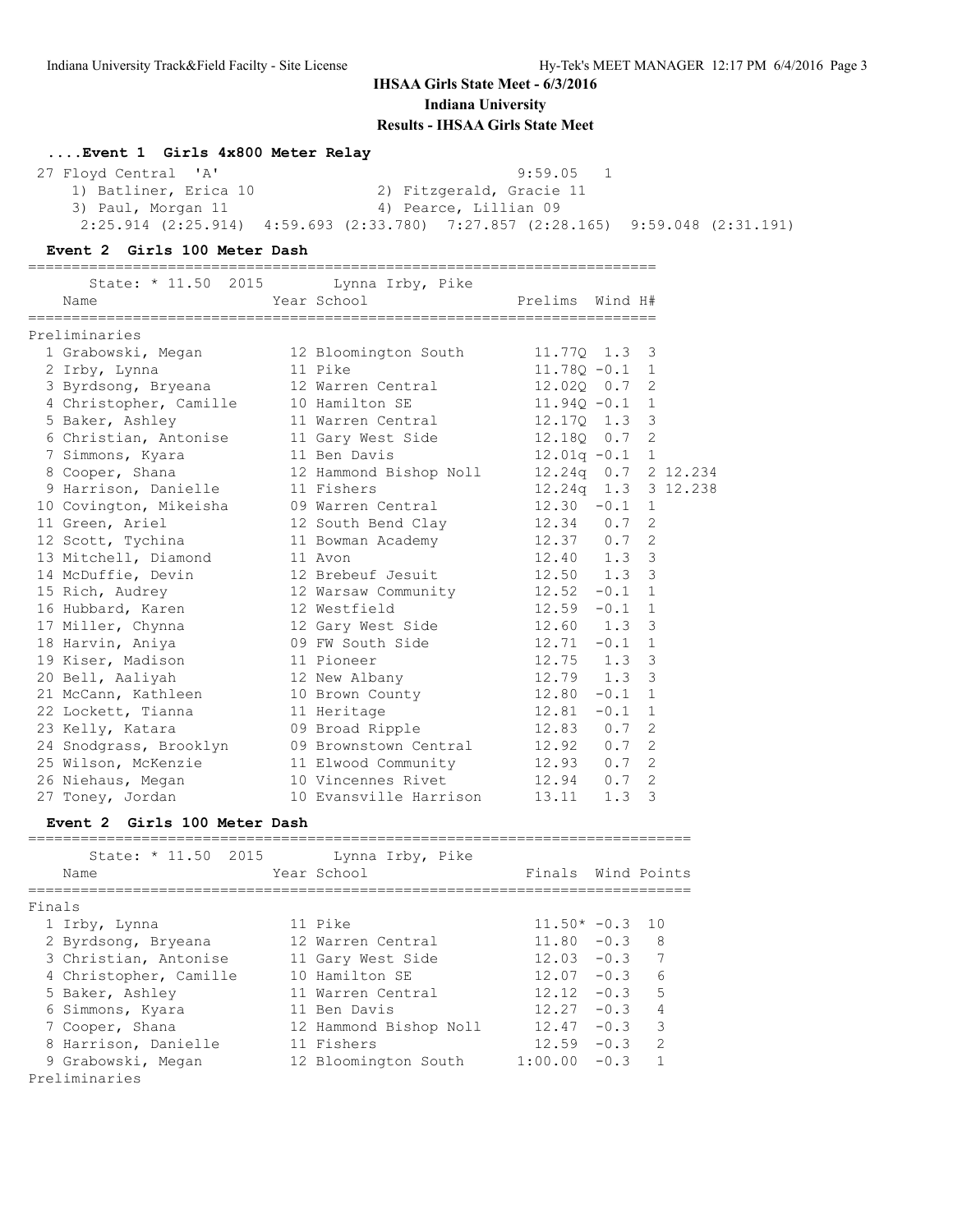**IHSAA Girls State Meet - 6/3/2016**

**Indiana University**

**Results - IHSAA Girls State Meet**

### ....Event 1 Girls 4x800 Meter Relay

| Place | Team | Time | Heat |
|---|---|---|---|
| 27 | Floyd Central 'A' | 9:59.05 | 1 |

1) Batliner, Erica 10 — 2) Fitzgerald, Gracie 11 — 3) Paul, Morgan 11 — 4) Pearce, Lillian 09

2:25.914 (2:25.914) 4:59.693 (2:33.780) 7:27.857 (2:28.165) 9:59.048 (31.191)

### Event 2 Girls 100 Meter Dash

State: * 11.50 2015 Lynna Irby, Pike

**Preliminaries**

| Place | Name | Year | School | Prelims | Wind | H# | |
|---|---|---|---|---|---|---|---|
| 1 | Grabowski, Megan | 12 | Bloomington South | 11.77Q | 1.3 | 3 | |
| 2 | Irby, Lynna | 11 | Pike | 11.78Q | -0.1 | 1 | |
| 3 | Byrdsong, Bryeana | 12 | Warren Central | 12.02Q | 0.7 | 2 | |
| 4 | Christopher, Camille | 10 | Hamilton SE | 11.94Q | -0.1 | 1 | |
| 5 | Baker, Ashley | 11 | Warren Central | 12.17Q | 1.3 | 3 | |
| 6 | Christian, Antonise | 11 | Gary West Side | 12.18Q | 0.7 | 2 | |
| 7 | Simmons, Kyara | 11 | Ben Davis | 12.01q | -0.1 | 1 | |
| 8 | Cooper, Shana | 12 | Hammond Bishop Noll | 12.24q | 0.7 | 2 | 12.234 |
| 9 | Harrison, Danielle | 11 | Fishers | 12.24q | 1.3 | 3 | 12.238 |
| 10 | Covington, Mikeisha | 09 | Warren Central | 12.30 | -0.1 | 1 | |
| 11 | Green, Ariel | 12 | South Bend Clay | 12.34 | 0.7 | 2 | |
| 12 | Scott, Tychina | 11 | Bowman Academy | 12.37 | 0.7 | 2 | |
| 13 | Mitchell, Diamond | 11 | Avon | 12.40 | 1.3 | 3 | |
| 14 | McDuffie, Devin | 12 | Brebeuf Jesuit | 12.50 | 1.3 | 3 | |
| 15 | Rich, Audrey | 12 | Warsaw Community | 12.52 | -0.1 | 1 | |
| 16 | Hubbard, Karen | 12 | Westfield | 12.59 | -0.1 | 1 | |
| 17 | Miller, Chynna | 12 | Gary West Side | 12.60 | 1.3 | 3 | |
| 18 | Harvin, Aniya | 09 | FW South Side | 12.71 | -0.1 | 1 | |
| 19 | Kiser, Madison | 11 | Pioneer | 12.75 | 1.3 | 3 | |
| 20 | Bell, Aaliyah | 12 | New Albany | 12.79 | 1.3 | 3 | |
| 21 | McCann, Kathleen | 10 | Brown County | 12.80 | -0.1 | 1 | |
| 22 | Lockett, Tianna | 11 | Heritage | 12.81 | -0.1 | 1 | |
| 23 | Kelly, Katara | 09 | Broad Ripple | 12.83 | 0.7 | 2 | |
| 24 | Snodgrass, Brooklyn | 09 | Brownstown Central | 12.92 | 0.7 | 2 | |
| 25 | Wilson, McKenzie | 11 | Elwood Community | 12.93 | 0.7 | 2 | |
| 26 | Niehaus, Megan | 10 | Vincennes Rivet | 12.94 | 0.7 | 2 | |
| 27 | Toney, Jordan | 10 | Evansville Harrison | 13.11 | 1.3 | 3 | |

### Event 2 Girls 100 Meter Dash

State: * 11.50 2015 Lynna Irby, Pike

**Finals**

| Place | Name | Year | School | Finals | Wind | Points |
|---|---|---|---|---|---|---|
| 1 | Irby, Lynna | 11 | Pike | 11.50* | -0.3 | 10 |
| 2 | Byrdsong, Bryeana | 12 | Warren Central | 11.80 | -0.3 | 8 |
| 3 | Christian, Antonise | 11 | Gary West Side | 12.03 | -0.3 | 7 |
| 4 | Christopher, Camille | 10 | Hamilton SE | 12.07 | -0.3 | 6 |
| 5 | Baker, Ashley | 11 | Warren Central | 12.12 | -0.3 | 5 |
| 6 | Simmons, Kyara | 11 | Ben Davis | 12.27 | -0.3 | 4 |
| 7 | Cooper, Shana | 12 | Hammond Bishop Noll | 12.47 | -0.3 | 3 |
| 8 | Harrison, Danielle | 11 | Fishers | 12.59 | -0.3 | 2 |
| 9 | Grabowski, Megan | 12 | Bloomington South | 1:00.00 | -0.3 | 1 |

**Preliminaries**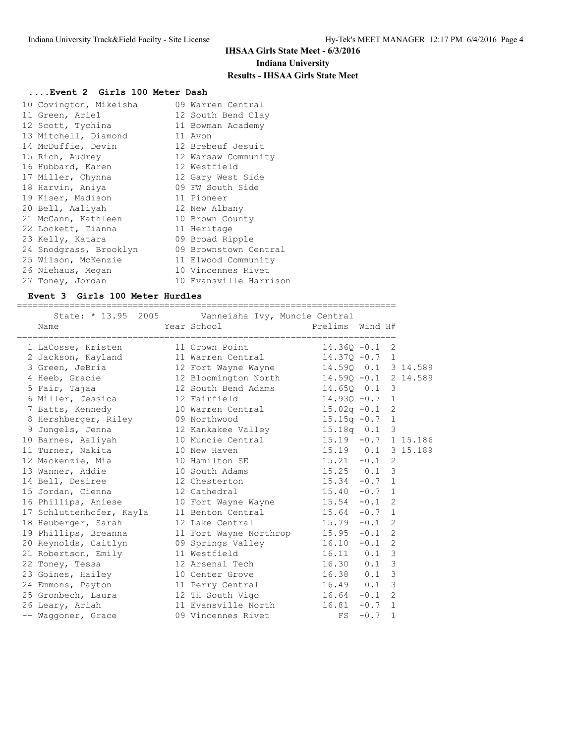# IHSAA Girls State Meet - 6/3/2016

## Indiana University

## Results - IHSAA Girls State Meet

### ....Event 2 Girls 100 Meter Dash

| Place | Name | Year | School |
|---|---|---|---|
| 10 | Covington, Mikeisha | 09 | Warren Central |
| 11 | Green, Ariel | 12 | South Bend Clay |
| 12 | Scott, Tychina | 11 | Bowman Academy |
| 13 | Mitchell, Diamond | 11 | Avon |
| 14 | McDuffie, Devin | 12 | Brebeuf Jesuit |
| 15 | Rich, Audrey | 12 | Warsaw Community |
| 16 | Hubbard, Karen | 12 | Westfield |
| 17 | Miller, Chynna | 12 | Gary West Side |
| 18 | Harvin, Aniya | 09 | FW South Side |
| 19 | Kiser, Madison | 11 | Pioneer |
| 20 | Bell, Aaliyah | 12 | New Albany |
| 21 | McCann, Kathleen | 10 | Brown County |
| 22 | Lockett, Tianna | 11 | Heritage |
| 23 | Kelly, Katara | 09 | Broad Ripple |
| 24 | Snodgrass, Brooklyn | 09 | Brownstown Central |
| 25 | Wilson, McKenzie | 11 | Elwood Community |
| 26 | Niehaus, Megan | 10 | Vincennes Rivet |
| 27 | Toney, Jordan | 10 | Evansville Harrison |

### Event 3 Girls 100 Meter Hurdles

State: * 13.95 2005 Vanneisha Ivy, Muncie Central

| Place | Name | Year | School | Prelims | Wind | H# | |
|---|---|---|---|---|---|---|---|
| 1 | LaCosse, Kristen | 11 | Crown Point | 14.36Q | -0.1 | 2 | |
| 2 | Jackson, Kayland | 11 | Warren Central | 14.37Q | -0.7 | 1 | |
| 3 | Green, JeBria | 12 | Fort Wayne Wayne | 14.59Q | 0.1 | 3 | 14.589 |
| 4 | Heeb, Gracie | 12 | Bloomington North | 14.59Q | -0.1 | 2 | 14.589 |
| 5 | Fair, Tajaa | 12 | South Bend Adams | 14.65Q | 0.1 | 3 | |
| 6 | Miller, Jessica | 12 | Fairfield | 14.93Q | -0.7 | 1 | |
| 7 | Batts, Kennedy | 10 | Warren Central | 15.02q | -0.1 | 2 | |
| 8 | Hershberger, Riley | 09 | Northwood | 15.15q | -0.7 | 1 | |
| 9 | Jungels, Jenna | 12 | Kankakee Valley | 15.18q | 0.1 | 3 | |
| 10 | Barnes, Aaliyah | 10 | Muncie Central | 15.19 | -0.7 | 1 | 15.186 |
| 11 | Turner, Nakita | 10 | New Haven | 15.19 | 0.1 | 3 | 15.189 |
| 12 | Mackenzie, Mia | 10 | Hamilton SE | 15.21 | -0.1 | 2 | |
| 13 | Wanner, Addie | 10 | South Adams | 15.25 | 0.1 | 3 | |
| 14 | Bell, Desiree | 12 | Chesterton | 15.34 | -0.7 | 1 | |
| 15 | Jordan, Cienna | 12 | Cathedral | 15.40 | -0.7 | 1 | |
| 16 | Phillips, Aniese | 10 | Fort Wayne Wayne | 15.54 | -0.1 | 2 | |
| 17 | Schluttenhofer, Kayla | 11 | Benton Central | 15.64 | -0.7 | 1 | |
| 18 | Heuberger, Sarah | 12 | Lake Central | 15.79 | -0.1 | 2 | |
| 19 | Phillips, Breanna | 11 | Fort Wayne Northrop | 15.95 | -0.1 | 2 | |
| 20 | Reynolds, Caitlyn | 09 | Springs Valley | 16.10 | -0.1 | 2 | |
| 21 | Robertson, Emily | 11 | Westfield | 16.11 | 0.1 | 3 | |
| 22 | Toney, Tessa | 12 | Arsenal Tech | 16.30 | 0.1 | 3 | |
| 23 | Goines, Hailey | 10 | Center Grove | 16.38 | 0.1 | 3 | |
| 24 | Emmons, Payton | 11 | Perry Central | 16.49 | 0.1 | 3 | |
| 25 | Gronbech, Laura | 12 | TH South Vigo | 16.64 | -0.1 | 2 | |
| 26 | Leary, Ariah | 11 | Evansville North | 16.81 | -0.7 | 1 | |
| -- | Waggoner, Grace | 09 | Vincennes Rivet | FS | -0.7 | 1 | |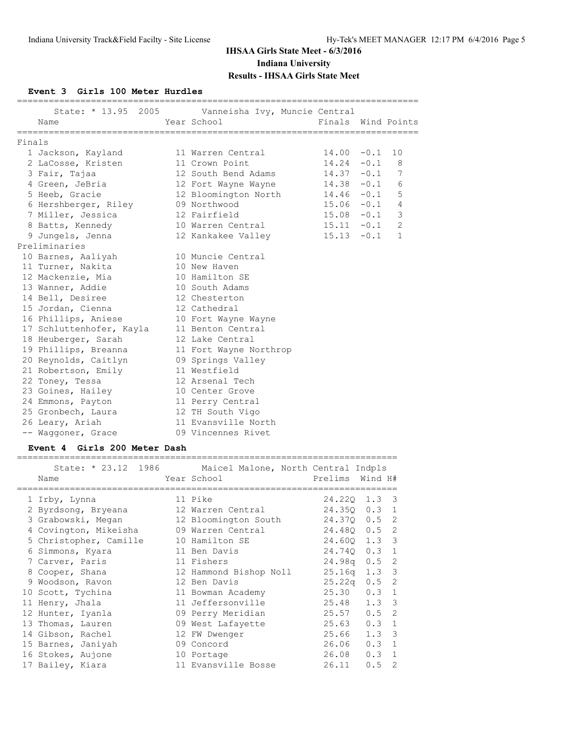# IHSAA Girls State Meet - 6/3/2016

## Indiana University

### Results - IHSAA Girls State Meet

**Event 3 Girls 100 Meter Hurdles**

State: * 13.95 2005 Vanneisha Ivy, Muncie Central

| | Name | Year | School | Finals | Wind | Points |
|---|---|---|---|---|---|---|
| **Finals** | | | | | | |
| 1 | Jackson, Kayland | 11 | Warren Central | 14.00 | -0.1 | 10 |
| 2 | LaCosse, Kristen | 11 | Crown Point | 14.24 | -0.1 | 8 |
| 3 | Fair, Tajaa | 12 | South Bend Adams | 14.37 | -0.1 | 7 |
| 4 | Green, JeBria | 12 | Fort Wayne Wayne | 14.38 | -0.1 | 6 |
| 5 | Heeb, Gracie | 12 | Bloomington North | 14.46 | -0.1 | 5 |
| 6 | Hershberger, Riley | 09 | Northwood | 15.06 | -0.1 | 4 |
| 7 | Miller, Jessica | 12 | Fairfield | 15.08 | -0.1 | 3 |
| 8 | Batts, Kennedy | 10 | Warren Central | 15.11 | -0.1 | 2 |
| 9 | Jungels, Jenna | 12 | Kankakee Valley | 15.13 | -0.1 | 1 |
| **Preliminaries** | | | | | | |
| 10 | Barnes, Aaliyah | 10 | Muncie Central | | | |
| 11 | Turner, Nakita | 10 | New Haven | | | |
| 12 | Mackenzie, Mia | 10 | Hamilton SE | | | |
| 13 | Wanner, Addie | 10 | South Adams | | | |
| 14 | Bell, Desiree | 12 | Chesterton | | | |
| 15 | Jordan, Cienna | 12 | Cathedral | | | |
| 16 | Phillips, Aniese | 10 | Fort Wayne Wayne | | | |
| 17 | Schluttenhofer, Kayla | 11 | Benton Central | | | |
| 18 | Heuberger, Sarah | 12 | Lake Central | | | |
| 19 | Phillips, Breanna | 11 | Fort Wayne Northrop | | | |
| 20 | Reynolds, Caitlyn | 09 | Springs Valley | | | |
| 21 | Robertson, Emily | 11 | Westfield | | | |
| 22 | Toney, Tessa | 12 | Arsenal Tech | | | |
| 23 | Goines, Hailey | 10 | Center Grove | | | |
| 24 | Emmons, Payton | 11 | Perry Central | | | |
| 25 | Gronbech, Laura | 12 | TH South Vigo | | | |
| 26 | Leary, Ariah | 11 | Evansville North | | | |
| -- | Waggoner, Grace | 09 | Vincennes Rivet | | | |

**Event 4 Girls 200 Meter Dash**

State: * 23.12 1986 Maicel Malone, North Central Indpls

| | Name | Year | School | Prelims | Wind | H# |
|---|---|---|---|---|---|---|
| 1 | Irby, Lynna | 11 | Pike | 24.22Q | 1.3 | 3 |
| 2 | Byrdsong, Bryeana | 12 | Warren Central | 24.35Q | 0.3 | 1 |
| 3 | Grabowski, Megan | 12 | Bloomington South | 24.37Q | 0.5 | 2 |
| 4 | Covington, Mikeisha | 09 | Warren Central | 24.48Q | 0.5 | 2 |
| 5 | Christopher, Camille | 10 | Hamilton SE | 24.60Q | 1.3 | 3 |
| 6 | Simmons, Kyara | 11 | Ben Davis | 24.74Q | 0.3 | 1 |
| 7 | Carver, Paris | 11 | Fishers | 24.98q | 0.5 | 2 |
| 8 | Cooper, Shana | 12 | Hammond Bishop Noll | 25.16q | 1.3 | 3 |
| 9 | Woodson, Ravon | 12 | Ben Davis | 25.22q | 0.5 | 2 |
| 10 | Scott, Tychina | 11 | Bowman Academy | 25.30 | 0.3 | 1 |
| 11 | Henry, Jhala | 11 | Jeffersonville | 25.48 | 1.3 | 3 |
| 12 | Hunter, Iyanla | 09 | Perry Meridian | 25.57 | 0.5 | 2 |
| 13 | Thomas, Lauren | 09 | West Lafayette | 25.63 | 0.3 | 1 |
| 14 | Gibson, Rachel | 12 | FW Dwenger | 25.66 | 1.3 | 3 |
| 15 | Barnes, Janiyah | 09 | Concord | 26.06 | 0.3 | 1 |
| 16 | Stokes, Aujone | 10 | Portage | 26.08 | 0.3 | 1 |
| 17 | Bailey, Kiara | 11 | Evansville Bosse | 26.11 | 0.5 | 2 |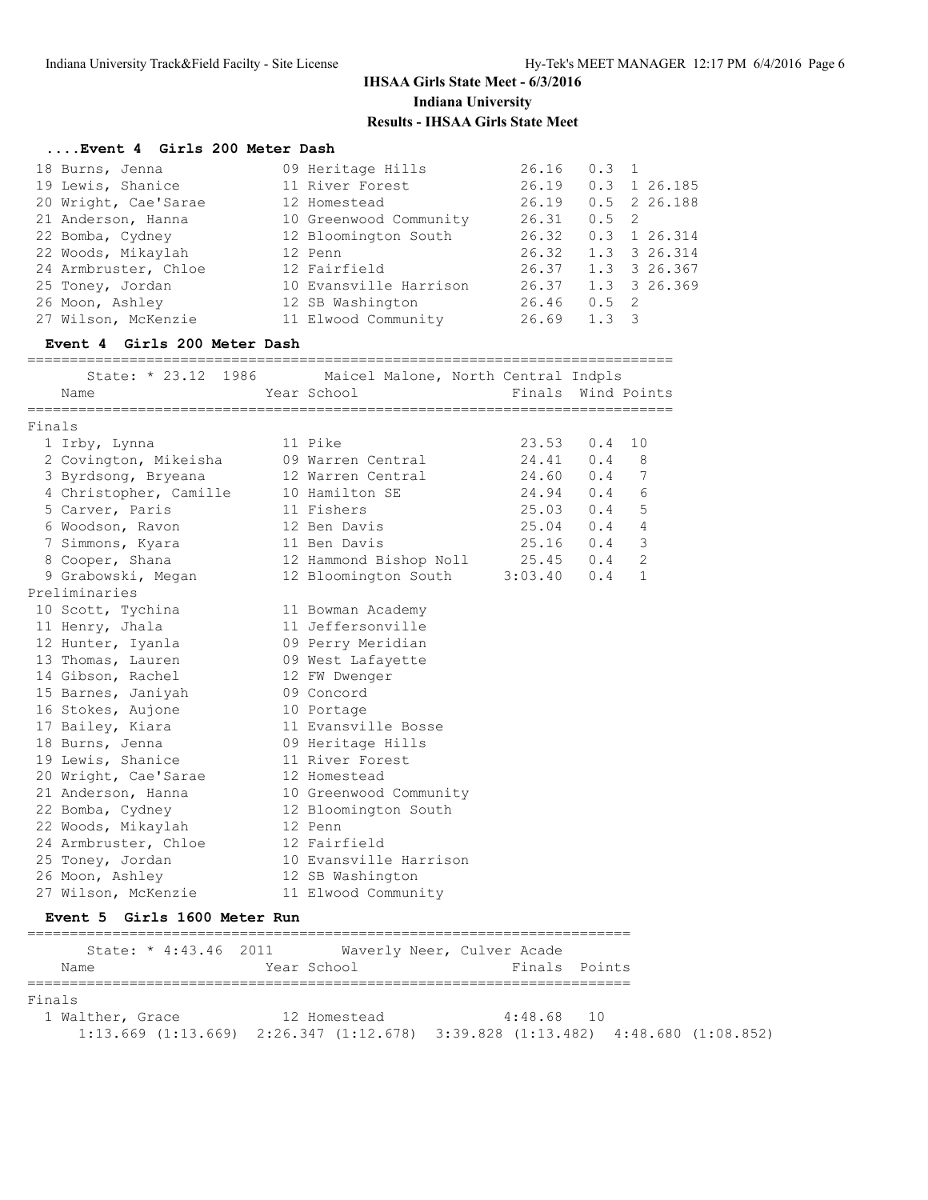## IHSAA Girls State Meet - 6/3/2016
## Indiana University
## Results - IHSAA Girls State Meet

### ....Event 4 Girls 200 Meter Dash

| Place | Name | Year | School | Finals | Wind | Heat | Tiebreak |
|---|---|---|---|---|---|---|---|
| 18 | Burns, Jenna | 09 | Heritage Hills | 26.16 | 0.3 | 1 | |
| 19 | Lewis, Shanice | 11 | River Forest | 26.19 | 0.3 | 1 | 26.185 |
| 20 | Wright, Cae'Sarae | 12 | Homestead | 26.19 | 0.5 | 2 | 26.188 |
| 21 | Anderson, Hanna | 10 | Greenwood Community | 26.31 | 0.5 | 2 | |
| 22 | Bomba, Cydney | 12 | Bloomington South | 26.32 | 0.3 | 1 | 26.314 |
| 22 | Woods, Mikaylah | 12 | Penn | 26.32 | 1.3 | 3 | 26.314 |
| 24 | Armbruster, Chloe | 12 | Fairfield | 26.37 | 1.3 | 3 | 26.367 |
| 25 | Toney, Jordan | 10 | Evansville Harrison | 26.37 | 1.3 | 3 | 26.369 |
| 26 | Moon, Ashley | 12 | SB Washington | 26.46 | 0.5 | 2 | |
| 27 | Wilson, McKenzie | 11 | Elwood Community | 26.69 | 1.3 | 3 | |

### Event 4 Girls 200 Meter Dash

State: * 23.12 1986 Maicel Malone, North Central Indpls

**Finals**

| Place | Name | Year | School | Finals | Wind | Points |
|---|---|---|---|---|---|---|
| 1 | Irby, Lynna | 11 | Pike | 23.53 | 0.4 | 10 |
| 2 | Covington, Mikeisha | 09 | Warren Central | 24.41 | 0.4 | 8 |
| 3 | Byrdsong, Bryeana | 12 | Warren Central | 24.60 | 0.4 | 7 |
| 4 | Christopher, Camille | 10 | Hamilton SE | 24.94 | 0.4 | 6 |
| 5 | Carver, Paris | 11 | Fishers | 25.03 | 0.4 | 5 |
| 6 | Woodson, Ravon | 12 | Ben Davis | 25.04 | 0.4 | 4 |
| 7 | Simmons, Kyara | 11 | Ben Davis | 25.16 | 0.4 | 3 |
| 8 | Cooper, Shana | 12 | Hammond Bishop Noll | 25.45 | 0.4 | 2 |
| 9 | Grabowski, Megan | 12 | Bloomington South | 3:03.40 | 0.4 | 1 |

**Preliminaries**

| Place | Name | Year | School |
|---|---|---|---|
| 10 | Scott, Tychina | 11 | Bowman Academy |
| 11 | Henry, Jhala | 11 | Jeffersonville |
| 12 | Hunter, Iyanla | 09 | Perry Meridian |
| 13 | Thomas, Lauren | 09 | West Lafayette |
| 14 | Gibson, Rachel | 12 | FW Dwenger |
| 15 | Barnes, Janiyah | 09 | Concord |
| 16 | Stokes, Aujone | 10 | Portage |
| 17 | Bailey, Kiara | 11 | Evansville Bosse |
| 18 | Burns, Jenna | 09 | Heritage Hills |
| 19 | Lewis, Shanice | 11 | River Forest |
| 20 | Wright, Cae'Sarae | 12 | Homestead |
| 21 | Anderson, Hanna | 10 | Greenwood Community |
| 22 | Bomba, Cydney | 12 | Bloomington South |
| 22 | Woods, Mikaylah | 12 | Penn |
| 24 | Armbruster, Chloe | 12 | Fairfield |
| 25 | Toney, Jordan | 10 | Evansville Harrison |
| 26 | Moon, Ashley | 12 | SB Washington |
| 27 | Wilson, McKenzie | 11 | Elwood Community |

### Event 5 Girls 1600 Meter Run

State: * 4:43.46 2011 Waverly Neer, Culver Acade

**Finals**

| Place | Name | Year | School | Finals | Points |
|---|---|---|---|---|---|
| 1 | Walther, Grace | 12 | Homestead | 4:48.68 | 10 |

1:13.669 (1:13.669) 2:26.347 (1:12.678) 3:39.828 (1:13.482) 4:48.680 (1:08.852)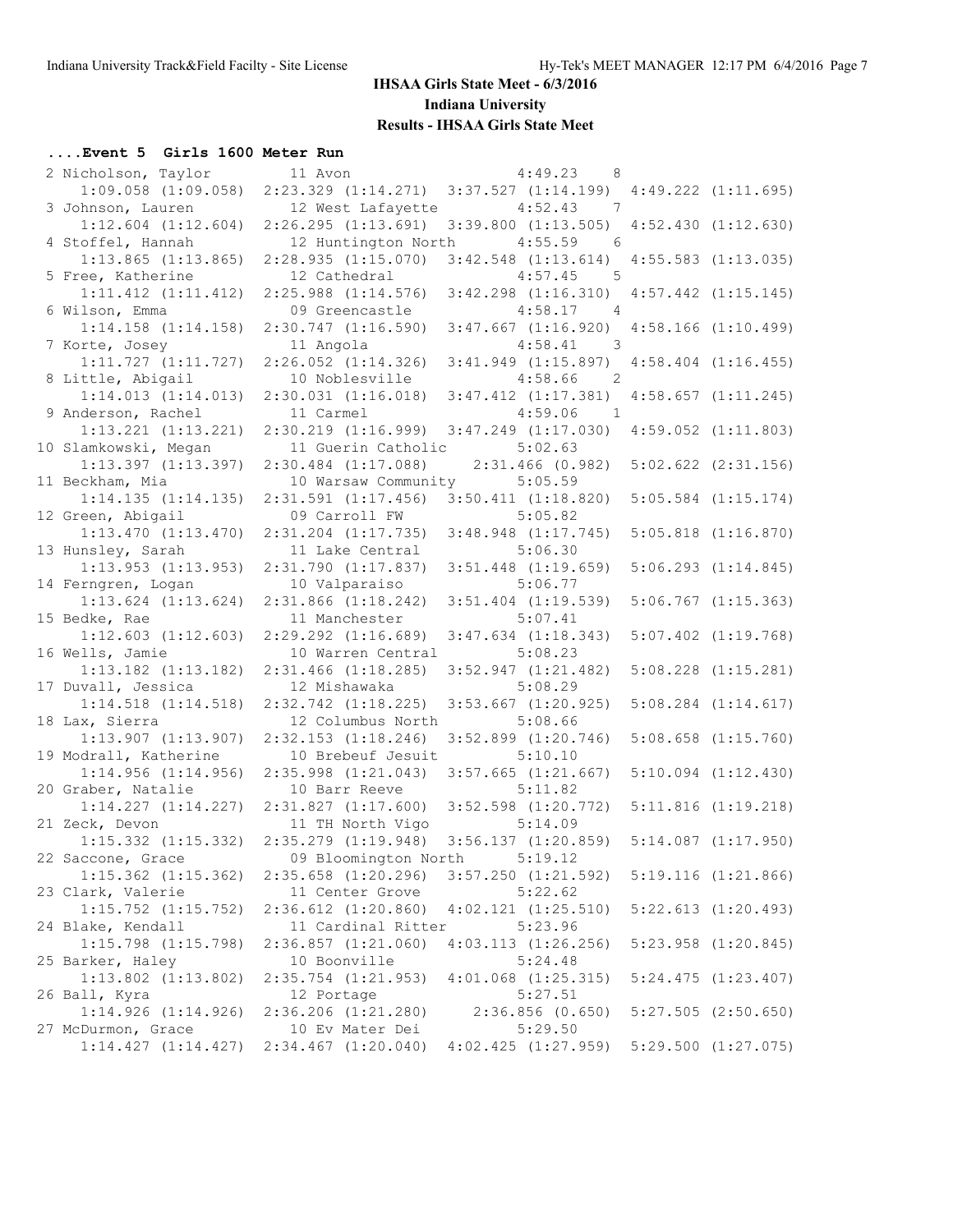# IHSAA Girls State Meet - 6/3/2016

## Indiana University

## Results - IHSAA Girls State Meet

### ....Event 5 Girls 1600 Meter Run

```
  2 Nicholson, Taylor         11 Avon                   4:49.23    8  
      1:09.058 (1:09.058)  2:23.329 (1:14.271)  3:37.527 (1:14.199)  4:49.222 (1:11.695)
  3 Johnson, Lauren           12 West Lafayette         4:52.43    7  
      1:12.604 (1:12.604)  2:26.295 (1:13.691)  3:39.800 (1:13.505)  4:52.430 (1:12.630)
  4 Stoffel, Hannah           12 Huntington North       4:55.59    6  
      1:13.865 (1:13.865)  2:28.935 (1:15.070)  3:42.548 (1:13.614)  4:55.583 (1:13.035)
  5 Free, Katherine           12 Cathedral              4:57.45    5  
      1:11.412 (1:11.412)  2:25.988 (1:14.576)  3:42.298 (1:16.310)  4:57.442 (1:15.145)
  6 Wilson, Emma              09 Greencastle            4:58.17    4  
      1:14.158 (1:14.158)  2:30.747 (1:16.590)  3:47.667 (1:16.920)  4:58.166 (1:10.499)
  7 Korte, Josey              11 Angola                 4:58.41    3  
      1:11.727 (1:11.727)  2:26.052 (1:14.326)  3:41.949 (1:15.897)  4:58.404 (1:16.455)
  8 Little, Abigail           10 Noblesville            4:58.66    2  
      1:14.013 (1:14.013)  2:30.031 (1:16.018)  3:47.412 (1:17.381)  4:58.657 (1:11.245)
  9 Anderson, Rachel          11 Carmel                 4:59.06    1  
      1:13.221 (1:13.221)  2:30.219 (1:16.999)  3:47.249 (1:17.030)  4:59.052 (1:11.803)
 10 Slamkowski, Megan         11 Guerin Catholic        5:02.63  
      1:13.397 (1:13.397)  2:30.484 (1:17.088)    2:31.466 (0.982)   5:02.622 (2:31.156)
 11 Beckham, Mia              10 Warsaw Community       5:05.59  
      1:14.135 (1:14.135)  2:31.591 (1:17.456)  3:50.411 (1:18.820)  5:05.584 (1:15.174)
 12 Green, Abigail            09 Carroll FW             5:05.82  
      1:13.470 (1:13.470)  2:31.204 (1:17.735)  3:48.948 (1:17.745)  5:05.818 (1:16.870)
 13 Hunsley, Sarah            11 Lake Central           5:06.30  
      1:13.953 (1:13.953)  2:31.790 (1:17.837)  3:51.448 (1:19.659)  5:06.293 (1:14.845)
 14 Ferngren, Logan           10 Valparaiso             5:06.77  
      1:13.624 (1:13.624)  2:31.866 (1:18.242)  3:51.404 (1:19.539)  5:06.767 (1:15.363)
 15 Bedke, Rae                11 Manchester             5:07.41  
      1:12.603 (1:12.603)  2:29.292 (1:16.689)  3:47.634 (1:18.343)  5:07.402 (1:19.768)
 16 Wells, Jamie              10 Warren Central         5:08.23  
      1:13.182 (1:13.182)  2:31.466 (1:18.285)  3:52.947 (1:21.482)  5:08.228 (1:15.281)
 17 Duvall, Jessica           12 Mishawaka              5:08.29  
      1:14.518 (1:14.518)  2:32.742 (1:18.225)  3:53.667 (1:20.925)  5:08.284 (1:14.617)
 18 Lax, Sierra               12 Columbus North         5:08.66  
      1:13.907 (1:13.907)  2:32.153 (1:18.246)  3:52.899 (1:20.746)  5:08.658 (1:15.760)
 19 Modrall, Katherine        10 Brebeuf Jesuit         5:10.10  
      1:14.956 (1:14.956)  2:35.998 (1:21.043)  3:57.665 (1:21.667)  5:10.094 (1:12.430)
 20 Graber, Natalie           10 Barr Reeve             5:11.82  
      1:14.227 (1:14.227)  2:31.827 (1:17.600)  3:52.598 (1:20.772)  5:11.816 (1:19.218)
 21 Zeck, Devon               11 TH North Vigo          5:14.09  
      1:15.332 (1:15.332)  2:35.279 (1:19.948)  3:56.137 (1:20.859)  5:14.087 (1:17.950)
 22 Saccone, Grace            09 Bloomington North      5:19.12  
      1:15.362 (1:15.362)  2:35.658 (1:20.296)  3:57.250 (1:21.592)  5:19.116 (1:21.866)
 23 Clark, Valerie            11 Center Grove           5:22.62  
      1:15.752 (1:15.752)  2:36.612 (1:20.860)  4:02.121 (1:25.510)  5:22.613 (1:20.493)
 24 Blake, Kendall            11 Cardinal Ritter        5:23.96  
      1:15.798 (1:15.798)  2:36.857 (1:21.060)  4:03.113 (1:26.256)  5:23.958 (1:20.845)
 25 Barker, Haley             10 Boonville              5:24.48  
      1:13.802 (1:13.802)  2:35.754 (1:21.953)  4:01.068 (1:25.315)  5:24.475 (1:23.407)
 26 Ball, Kyra                12 Portage                5:27.51  
      1:14.926 (1:14.926)  2:36.206 (1:21.280)    2:36.856 (0.650)   5:27.505 (2:50.650)
 27 McDurmon, Grace           10 Ev Mater Dei           5:29.50  
      1:14.427 (1:14.427)  2:34.467 (1:20.040)  4:02.425 (1:27.959)  5:29.500 (1:27.075)
```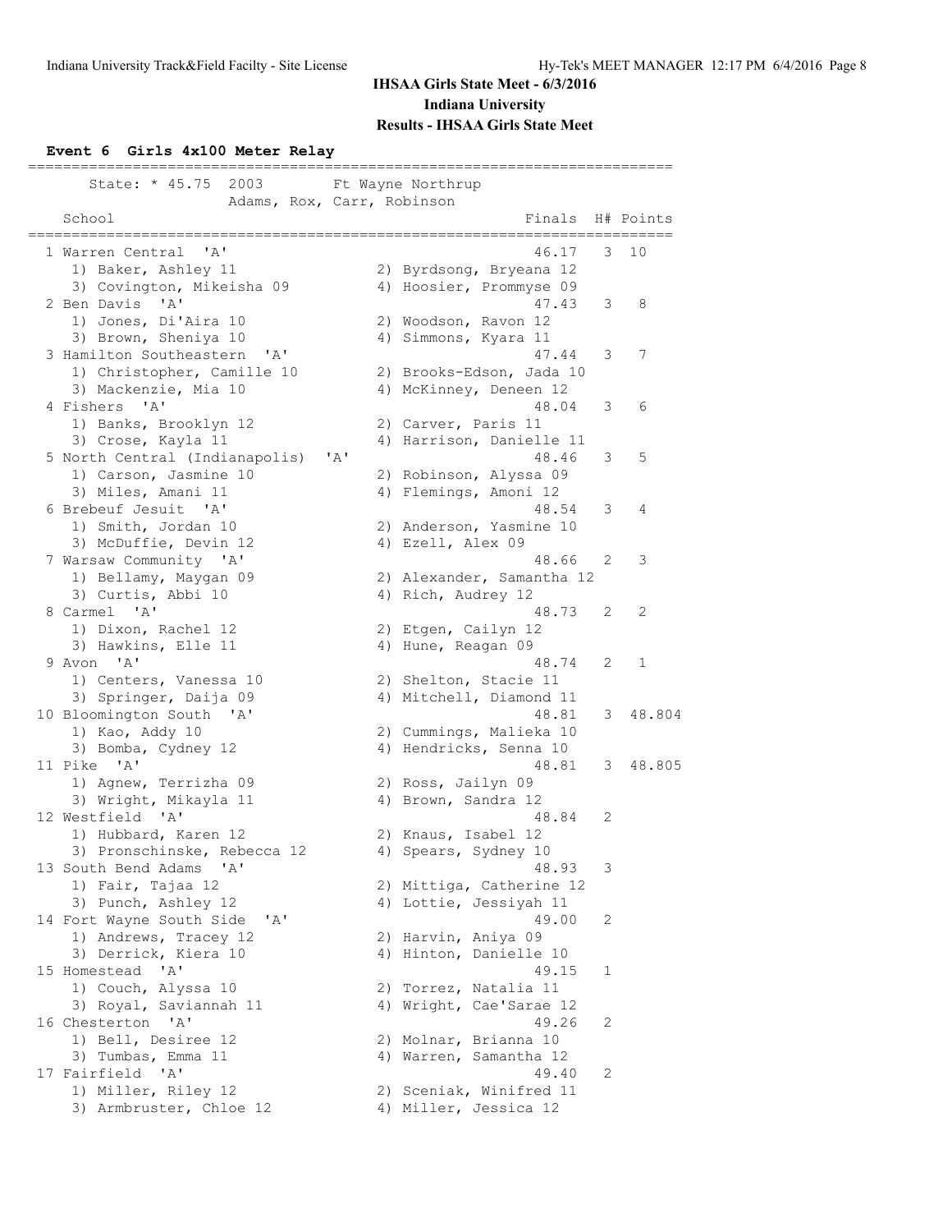# IHSAA Girls State Meet - 6/3/2016

**Indiana University**

**Results - IHSAA Girls State Meet**

### Event 6 Girls 4x100 Meter Relay

State: * 45.75 2003 Ft Wayne Northrup
Adams, Rox, Carr, Robinson

| Place | School | Runner 1 | Runner 2 | Runner 3 | Runner 4 | Finals | H# | Points |
|---|---|---|---|---|---|---|---|---|
| 1 | Warren Central 'A' | Baker, Ashley 11 | Byrdsong, Bryeana 12 | Covington, Mikeisha 09 | Hoosier, Prommyse 09 | 46.17 | 3 | 10 |
| 2 | Ben Davis 'A' | Jones, Di'Aira 10 | Woodson, Ravon 12 | Brown, Sheniya 10 | Simmons, Kyara 11 | 47.43 | 3 | 8 |
| 3 | Hamilton Southeastern 'A' | Christopher, Camille 10 | Brooks-Edson, Jada 10 | Mackenzie, Mia 10 | McKinney, Deneen 12 | 47.44 | 3 | 7 |
| 4 | Fishers 'A' | Banks, Brooklyn 12 | Carver, Paris 11 | Crose, Kayla 11 | Harrison, Danielle 11 | 48.04 | 3 | 6 |
| 5 | North Central (Indianapolis) 'A' | Carson, Jasmine 10 | Robinson, Alyssa 09 | Miles, Amani 11 | Flemings, Amoni 12 | 48.46 | 3 | 5 |
| 6 | Brebeuf Jesuit 'A' | Smith, Jordan 10 | Anderson, Yasmine 10 | McDuffie, Devin 12 | Ezell, Alex 09 | 48.54 | 3 | 4 |
| 7 | Warsaw Community 'A' | Bellamy, Maygan 09 | Alexander, Samantha 12 | Curtis, Abbi 10 | Rich, Audrey 12 | 48.66 | 2 | 3 |
| 8 | Carmel 'A' | Dixon, Rachel 12 | Etgen, Cailyn 12 | Hawkins, Elle 11 | Hune, Reagan 09 | 48.73 | 2 | 2 |
| 9 | Avon 'A' | Centers, Vanessa 10 | Shelton, Stacie 11 | Springer, Daija 09 | Mitchell, Diamond 11 | 48.74 | 2 | 1 |
| 10 | Bloomington South 'A' | Kao, Addy 10 | Cummings, Malieka 10 | Bomba, Cydney 12 | Hendricks, Senna 10 | 48.81 | 3 | 48.804 |
| 11 | Pike 'A' | Agnew, Terrizha 09 | Ross, Jailyn 09 | Wright, Mikayla 11 | Brown, Sandra 12 | 48.81 | 3 | 48.805 |
| 12 | Westfield 'A' | Hubbard, Karen 12 | Knaus, Isabel 12 | Pronschinske, Rebecca 12 | Spears, Sydney 10 | 48.84 | 2 | |
| 13 | South Bend Adams 'A' | Fair, Tajaa 12 | Mittiga, Catherine 12 | Punch, Ashley 12 | Lottie, Jessiyah 11 | 48.93 | 3 | |
| 14 | Fort Wayne South Side 'A' | Andrews, Tracey 12 | Harvin, Aniya 09 | Derrick, Kiera 10 | Hinton, Danielle 10 | 49.00 | 2 | |
| 15 | Homestead 'A' | Couch, Alyssa 10 | Torrez, Natalia 11 | Royal, Saviannah 11 | Wright, Cae'Sarae 12 | 49.15 | 1 | |
| 16 | Chesterton 'A' | Bell, Desiree 12 | Molnar, Brianna 10 | Tumbas, Emma 11 | Warren, Samantha 12 | 49.26 | 2 | |
| 17 | Fairfield 'A' | Miller, Riley 12 | Sceniak, Winifred 11 | Armbruster, Chloe 12 | Miller, Jessica 12 | 49.40 | 2 | |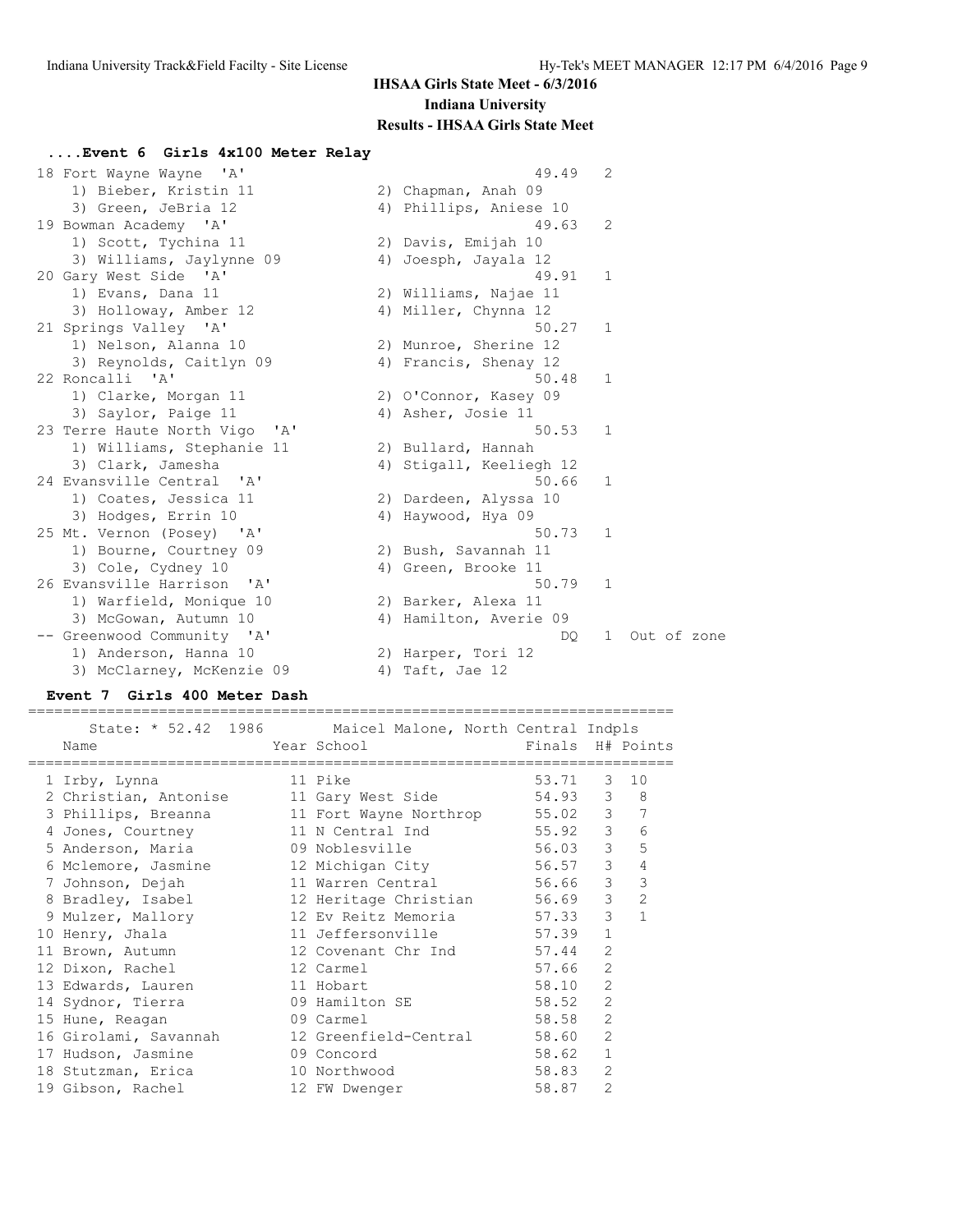**IHSAA Girls State Meet - 6/3/2016**
**Indiana University**
**Results - IHSAA Girls State Meet**

### ....Event 6 Girls 4x100 Meter Relay

| Place | Team | | Finals | H# | |
|---|---|---|---|---|---|
| 18 | Fort Wayne Wayne 'A' | | 49.49 | 2 | |
| | 1) Bieber, Kristin 11 | 2) Chapman, Anah 09 | | | |
| | 3) Green, JeBria 12 | 4) Phillips, Aniese 10 | | | |
| 19 | Bowman Academy 'A' | | 49.63 | 2 | |
| | 1) Scott, Tychina 11 | 2) Davis, Emijah 10 | | | |
| | 3) Williams, Jaylynne 09 | 4) Joesph, Jayala 12 | | | |
| 20 | Gary West Side 'A' | | 49.91 | 1 | |
| | 1) Evans, Dana 11 | 2) Williams, Najae 11 | | | |
| | 3) Holloway, Amber 12 | 4) Miller, Chynna 12 | | | |
| 21 | Springs Valley 'A' | | 50.27 | 1 | |
| | 1) Nelson, Alanna 10 | 2) Munroe, Sherine 12 | | | |
| | 3) Reynolds, Caitlyn 09 | 4) Francis, Shenay 12 | | | |
| 22 | Roncalli 'A' | | 50.48 | 1 | |
| | 1) Clarke, Morgan 11 | 2) O'Connor, Kasey 09 | | | |
| | 3) Saylor, Paige 11 | 4) Asher, Josie 11 | | | |
| 23 | Terre Haute North Vigo 'A' | | 50.53 | 1 | |
| | 1) Williams, Stephanie 11 | 2) Bullard, Hannah | | | |
| | 3) Clark, Jamesha | 4) Stigall, Keeliegh 12 | | | |
| 24 | Evansville Central 'A' | | 50.66 | 1 | |
| | 1) Coates, Jessica 11 | 2) Dardeen, Alyssa 10 | | | |
| | 3) Hodges, Errin 10 | 4) Haywood, Hya 09 | | | |
| 25 | Mt. Vernon (Posey) 'A' | | 50.73 | 1 | |
| | 1) Bourne, Courtney 09 | 2) Bush, Savannah 11 | | | |
| | 3) Cole, Cydney 10 | 4) Green, Brooke 11 | | | |
| 26 | Evansville Harrison 'A' | | 50.79 | 1 | |
| | 1) Warfield, Monique 10 | 2) Barker, Alexa 11 | | | |
| | 3) McGowan, Autumn 10 | 4) Hamilton, Averie 09 | | | |
| -- | Greenwood Community 'A' | | DQ | 1 | Out of zone |
| | 1) Anderson, Hanna 10 | 2) Harper, Tori 12 | | | |
| | 3) McClarney, McKenzie 09 | 4) Taft, Jae 12 | | | |

### Event 7 Girls 400 Meter Dash

State: * 52.42 1986 Maicel Malone, North Central Indpls

| Place | Name | Year | School | Finals | H# | Points |
|---|---|---|---|---|---|---|
| 1 | Irby, Lynna | 11 | Pike | 53.71 | 3 | 10 |
| 2 | Christian, Antonise | 11 | Gary West Side | 54.93 | 3 | 8 |
| 3 | Phillips, Breanna | 11 | Fort Wayne Northrop | 55.02 | 3 | 7 |
| 4 | Jones, Courtney | 11 | N Central Ind | 55.92 | 3 | 6 |
| 5 | Anderson, Maria | 09 | Noblesville | 56.03 | 3 | 5 |
| 6 | Mclemore, Jasmine | 12 | Michigan City | 56.57 | 3 | 4 |
| 7 | Johnson, Dejah | 11 | Warren Central | 56.66 | 3 | 3 |
| 8 | Bradley, Isabel | 12 | Heritage Christian | 56.69 | 3 | 2 |
| 9 | Mulzer, Mallory | 12 | Ev Reitz Memoria | 57.33 | 3 | 1 |
| 10 | Henry, Jhala | 11 | Jeffersonville | 57.39 | 1 | |
| 11 | Brown, Autumn | 12 | Covenant Chr Ind | 57.44 | 2 | |
| 12 | Dixon, Rachel | 12 | Carmel | 57.66 | 2 | |
| 13 | Edwards, Lauren | 11 | Hobart | 58.10 | 2 | |
| 14 | Sydnor, Tierra | 09 | Hamilton SE | 58.52 | 2 | |
| 15 | Hune, Reagan | 09 | Carmel | 58.58 | 2 | |
| 16 | Girolami, Savannah | 12 | Greenfield-Central | 58.60 | 2 | |
| 17 | Hudson, Jasmine | 09 | Concord | 58.62 | 1 | |
| 18 | Stutzman, Erica | 10 | Northwood | 58.83 | 2 | |
| 19 | Gibson, Rachel | 12 | FW Dwenger | 58.87 | 2 | |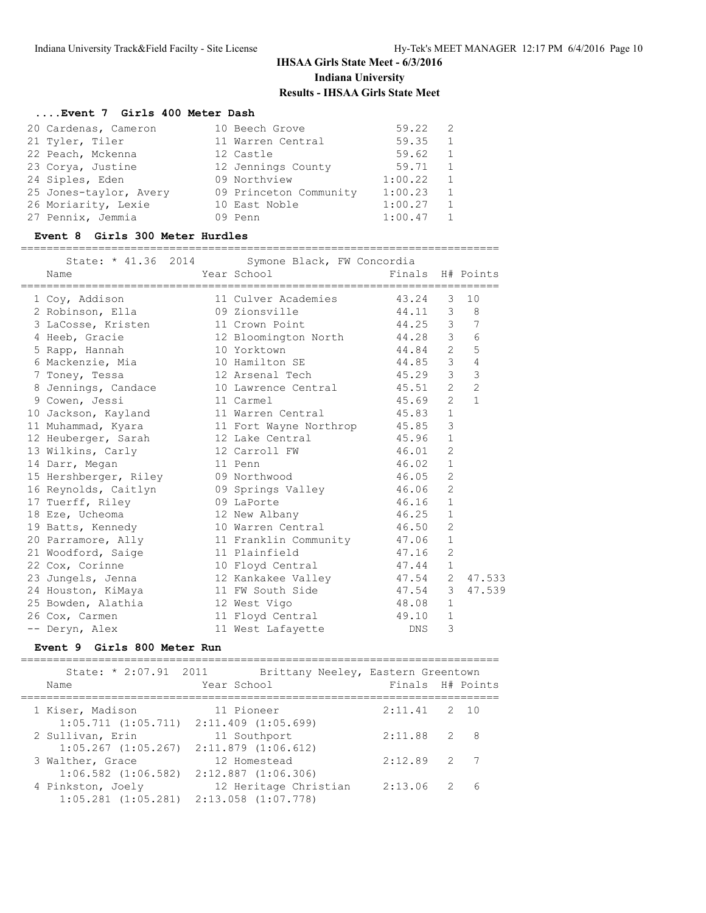## IHSAA Girls State Meet - 6/3/2016
## Indiana University
## Results - IHSAA Girls State Meet

### ....Event 7 Girls 400 Meter Dash

| Place | Name | Year | School | Finals | H# |
|---|---|---|---|---|---|
| 20 | Cardenas, Cameron | 10 | Beech Grove | 59.22 | 2 |
| 21 | Tyler, Tiler | 11 | Warren Central | 59.35 | 1 |
| 22 | Peach, Mckenna | 12 | Castle | 59.62 | 1 |
| 23 | Corya, Justine | 12 | Jennings County | 59.71 | 1 |
| 24 | Siples, Eden | 09 | Northview | 1:00.22 | 1 |
| 25 | Jones-taylor, Avery | 09 | Princeton Community | 1:00.23 | 1 |
| 26 | Moriarity, Lexie | 10 | East Noble | 1:00.27 | 1 |
| 27 | Pennix, Jemmia | 09 | Penn | 1:00.47 | 1 |

### Event 8 Girls 300 Meter Hurdles

State: * 41.36 2014 Symone Black, FW Concordia

| Place | Name | Year | School | Finals | H# | Points |
|---|---|---|---|---|---|---|
| 1 | Coy, Addison | 11 | Culver Academies | 43.24 | 3 | 10 |
| 2 | Robinson, Ella | 09 | Zionsville | 44.11 | 3 | 8 |
| 3 | LaCosse, Kristen | 11 | Crown Point | 44.25 | 3 | 7 |
| 4 | Heeb, Gracie | 12 | Bloomington North | 44.28 | 3 | 6 |
| 5 | Rapp, Hannah | 10 | Yorktown | 44.84 | 2 | 5 |
| 6 | Mackenzie, Mia | 10 | Hamilton SE | 44.85 | 3 | 4 |
| 7 | Toney, Tessa | 12 | Arsenal Tech | 45.29 | 3 | 3 |
| 8 | Jennings, Candace | 10 | Lawrence Central | 45.51 | 2 | 2 |
| 9 | Cowen, Jessi | 11 | Carmel | 45.69 | 2 | 1 |
| 10 | Jackson, Kayland | 11 | Warren Central | 45.83 | 1 | |
| 11 | Muhammad, Kyara | 11 | Fort Wayne Northrop | 45.85 | 3 | |
| 12 | Heuberger, Sarah | 12 | Lake Central | 45.96 | 1 | |
| 13 | Wilkins, Carly | 12 | Carroll FW | 46.01 | 2 | |
| 14 | Darr, Megan | 11 | Penn | 46.02 | 1 | |
| 15 | Hershberger, Riley | 09 | Northwood | 46.05 | 2 | |
| 16 | Reynolds, Caitlyn | 09 | Springs Valley | 46.06 | 2 | |
| 17 | Tuerff, Riley | 09 | LaPorte | 46.16 | 1 | |
| 18 | Eze, Ucheoma | 12 | New Albany | 46.25 | 1 | |
| 19 | Batts, Kennedy | 10 | Warren Central | 46.50 | 2 | |
| 20 | Parramore, Ally | 11 | Franklin Community | 47.06 | 1 | |
| 21 | Woodford, Saige | 11 | Plainfield | 47.16 | 2 | |
| 22 | Cox, Corinne | 10 | Floyd Central | 47.44 | 1 | |
| 23 | Jungels, Jenna | 12 | Kankakee Valley | 47.54 | 2 | 47.533 |
| 24 | Houston, KiMaya | 11 | FW South Side | 47.54 | 3 | 47.539 |
| 25 | Bowden, Alathia | 12 | West Vigo | 48.08 | 1 | |
| 26 | Cox, Carmen | 11 | Floyd Central | 49.10 | 1 | |
| -- | Deryn, Alex | 11 | West Lafayette | DNS | 3 | |

### Event 9 Girls 800 Meter Run

State: * 2:07.91 2011 Brittany Neeley, Eastern Greentown

| Place | Name | Year | School | Finals | H# | Points |
|---|---|---|---|---|---|---|
| 1 | Kiser, Madison | 11 | Pioneer | 2:11.41 | 2 | 10 |
| | 1:05.711 (1:05.711) 2:11.409 (1:05.699) | | | | | |
| 2 | Sullivan, Erin | 11 | Southport | 2:11.88 | 2 | 8 |
| | 1:05.267 (1:05.267) 2:11.879 (1:06.612) | | | | | |
| 3 | Walther, Grace | 12 | Homestead | 2:12.89 | 2 | 7 |
| | 1:06.582 (1:06.582) 2:12.887 (1:06.306) | | | | | |
| 4 | Pinkston, Joely | 12 | Heritage Christian | 2:13.06 | 2 | 6 |
| | 1:05.281 (1:05.281) 2:13.058 (1:07.778) | | | | | |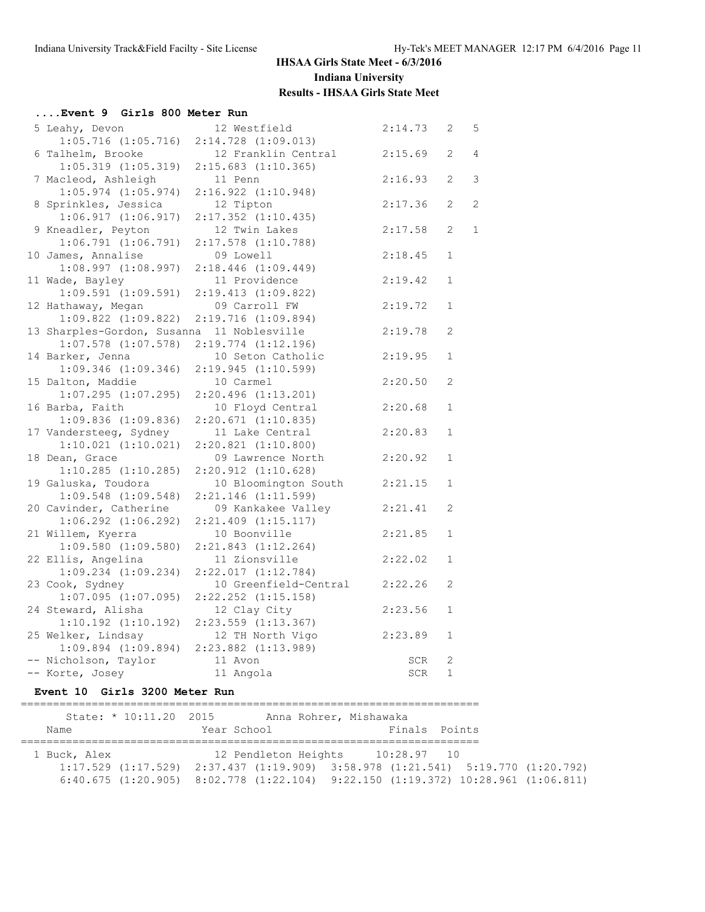## IHSAA Girls State Meet - 6/3/2016

**Indiana University**

**Results - IHSAA Girls State Meet**

### ....Event 9 Girls 800 Meter Run

```
  5 Leahy, Devon             12 Westfield             2:14.73   2   5
     1:05.716 (1:05.716)  2:14.728 (1:09.013)
  6 Talhelm, Brooke          12 Franklin Central      2:15.69   2   4
     1:05.319 (1:05.319)  2:15.683 (1:10.365)
  7 Macleod, Ashleigh        11 Penn                  2:16.93   2   3
     1:05.974 (1:05.974)  2:16.922 (1:10.948)
  8 Sprinkles, Jessica       12 Tipton                2:17.36   2   2
     1:06.917 (1:06.917)  2:17.352 (1:10.435)
  9 Kneadler, Peyton         12 Twin Lakes            2:17.58   2   1
     1:06.791 (1:06.791)  2:17.578 (1:10.788)
 10 James, Annalise          09 Lowell                2:18.45   1
     1:08.997 (1:08.997)  2:18.446 (1:09.449)
 11 Wade, Bayley             11 Providence            2:19.42   1
     1:09.591 (1:09.591)  2:19.413 (1:09.822)
 12 Hathaway, Megan          09 Carroll FW            2:19.72   1
     1:09.822 (1:09.822)  2:19.716 (1:09.894)
 13 Sharples-Gordon, Susanna 11 Noblesville           2:19.78   2
     1:07.578 (1:07.578)  2:19.774 (1:12.196)
 14 Barker, Jenna            10 Seton Catholic        2:19.95   1
     1:09.346 (1:09.346)  2:19.945 (1:10.599)
 15 Dalton, Maddie           10 Carmel                2:20.50   2
     1:07.295 (1:07.295)  2:20.496 (1:13.201)
 16 Barba, Faith             10 Floyd Central         2:20.68   1
     1:09.836 (1:09.836)  2:20.671 (1:10.835)
 17 Vandersteeg, Sydney      11 Lake Central          2:20.83   1
     1:10.021 (1:10.021)  2:20.821 (1:10.800)
 18 Dean, Grace              09 Lawrence North        2:20.92   1
     1:10.285 (1:10.285)  2:20.912 (1:10.628)
 19 Galuska, Toudora         10 Bloomington South     2:21.15   1
     1:09.548 (1:09.548)  2:21.146 (1:11.599)
 20 Cavinder, Catherine      09 Kankakee Valley       2:21.41   2
     1:06.292 (1:06.292)  2:21.409 (1:15.117)
 21 Willem, Kyerra           10 Boonville             2:21.85   1
     1:09.580 (1:09.580)  2:21.843 (1:12.264)
 22 Ellis, Angelina          11 Zionsville            2:22.02   1
     1:09.234 (1:09.234)  2:22.017 (1:12.784)
 23 Cook, Sydney             10 Greenfield-Central    2:22.26   2
     1:07.095 (1:07.095)  2:22.252 (1:15.158)
 24 Steward, Alisha          12 Clay City             2:23.56   1
     1:10.192 (1:10.192)  2:23.559 (1:13.367)
 25 Welker, Lindsay          12 TH North Vigo         2:23.89   1
     1:09.894 (1:09.894)  2:23.882 (1:13.989)
 -- Nicholson, Taylor        11 Avon                      SCR   2
 -- Korte, Josey             11 Angola                    SCR   1
```

### Event 10 Girls 3200 Meter Run

```
=======================================================================
      State: * 10:11.20  2015        Anna Rohrer, Mishawaka
    Name                    Year School                  Finals  Points
=======================================================================
  1 Buck, Alex               12 Pendleton Heights     10:28.97   10
     1:17.529 (1:17.529)  2:37.437 (1:19.909)  3:58.978 (1:21.541)  5:19.770 (1:20.792)
     6:40.675 (1:20.905)  8:02.778 (1:22.104)  9:22.150 (1:19.372) 10:28.961 (1:06.811)
```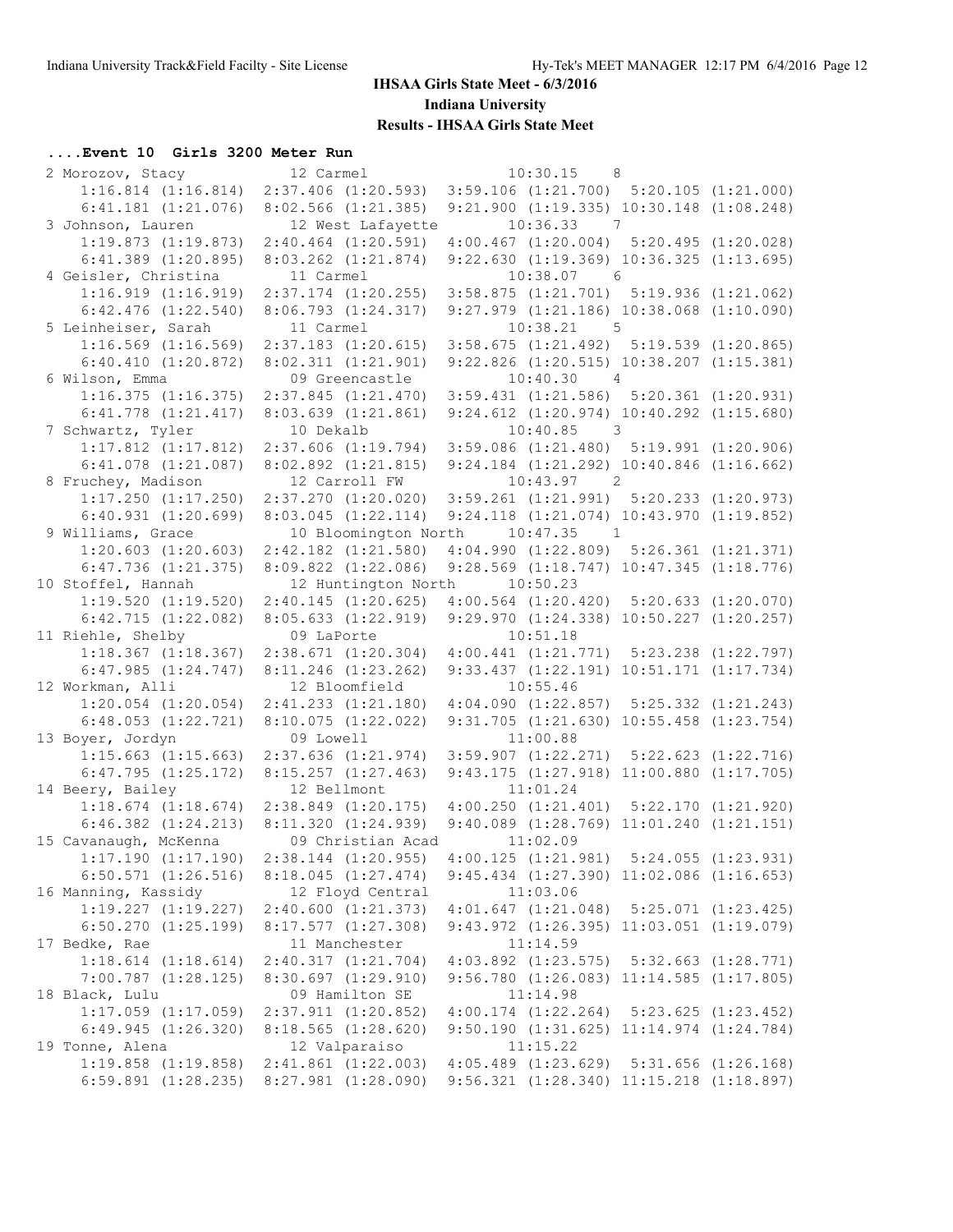## IHSAA Girls State Meet - 6/3/2016

### Indiana University

### Results - IHSAA Girls State Meet

#### ....Event 10 Girls 3200 Meter Run

```
 2 Morozov, Stacy           12 Carmel                  10:30.15    8  
     1:16.814 (1:16.814)  2:37.406 (1:20.593)  3:59.106 (1:21.700)  5:20.105 (1:21.000)
     6:41.181 (1:21.076)  8:02.566 (1:21.385)  9:21.900 (1:19.335) 10:30.148 (1:08.248)
 3 Johnson, Lauren          12 West Lafayette          10:36.33    7  
     1:19.873 (1:19.873)  2:40.464 (1:20.591)  4:00.467 (1:20.004)  5:20.495 (1:20.028)
     6:41.389 (1:20.895)  8:03.262 (1:21.874)  9:22.630 (1:19.369) 10:36.325 (1:13.695)
 4 Geisler, Christina       11 Carmel                  10:38.07    6  
     1:16.919 (1:16.919)  2:37.174 (1:20.255)  3:58.875 (1:21.701)  5:19.936 (1:21.062)
     6:42.476 (1:22.540)  8:06.793 (1:24.317)  9:27.979 (1:21.186) 10:38.068 (1:10.090)
 5 Leinheiser, Sarah        11 Carmel                  10:38.21    5  
     1:16.569 (1:16.569)  2:37.183 (1:20.615)  3:58.675 (1:21.492)  5:19.539 (1:20.865)
     6:40.410 (1:20.872)  8:02.311 (1:21.901)  9:22.826 (1:20.515) 10:38.207 (1:15.381)
 6 Wilson, Emma             09 Greencastle             10:40.30    4  
     1:16.375 (1:16.375)  2:37.845 (1:21.470)  3:59.431 (1:21.586)  5:20.361 (1:20.931)
     6:41.778 (1:21.417)  8:03.639 (1:21.861)  9:24.612 (1:20.974) 10:40.292 (1:15.680)
 7 Schwartz, Tyler          10 Dekalb                  10:40.85    3  
     1:17.812 (1:17.812)  2:37.606 (1:19.794)  3:59.086 (1:21.480)  5:19.991 (1:20.906)
     6:41.078 (1:21.087)  8:02.892 (1:21.815)  9:24.184 (1:21.292) 10:40.846 (1:16.662)
 8 Fruchey, Madison         12 Carroll FW              10:43.97    2  
     1:17.250 (1:17.250)  2:37.270 (1:20.020)  3:59.261 (1:21.991)  5:20.233 (1:20.973)
     6:40.931 (1:20.699)  8:03.045 (1:22.114)  9:24.118 (1:21.074) 10:43.970 (1:19.852)
 9 Williams, Grace          10 Bloomington North       10:47.35    1  
     1:20.603 (1:20.603)  2:42.182 (1:21.580)  4:04.990 (1:22.809)  5:26.361 (1:21.371)
     6:47.736 (1:21.375)  8:09.822 (1:22.086)  9:28.569 (1:18.747) 10:47.345 (1:18.776)
10 Stoffel, Hannah          12 Huntington North        10:50.23  
     1:19.520 (1:19.520)  2:40.145 (1:20.625)  4:00.564 (1:20.420)  5:20.633 (1:20.070)
     6:42.715 (1:22.082)  8:05.633 (1:22.919)  9:29.970 (1:24.338) 10:50.227 (1:20.257)
11 Riehle, Shelby           09 LaPorte                 10:51.18  
     1:18.367 (1:18.367)  2:38.671 (1:20.304)  4:00.441 (1:21.771)  5:23.238 (1:22.797)
     6:47.985 (1:24.747)  8:11.246 (1:23.262)  9:33.437 (1:22.191) 10:51.171 (1:17.734)
12 Workman, Alli            12 Bloomfield              10:55.46  
     1:20.054 (1:20.054)  2:41.233 (1:21.180)  4:04.090 (1:22.857)  5:25.332 (1:21.243)
     6:48.053 (1:22.721)  8:10.075 (1:22.022)  9:31.705 (1:21.630) 10:55.458 (1:23.754)
13 Boyer, Jordyn            09 Lowell                  11:00.88  
     1:15.663 (1:15.663)  2:37.636 (1:21.974)  3:59.907 (1:22.271)  5:22.623 (1:22.716)
     6:47.795 (1:25.172)  8:15.257 (1:27.463)  9:43.175 (1:27.918) 11:00.880 (1:17.705)
14 Beery, Bailey            12 Bellmont                11:01.24  
     1:18.674 (1:18.674)  2:38.849 (1:20.175)  4:00.250 (1:21.401)  5:22.170 (1:21.920)
     6:46.382 (1:24.213)  8:11.320 (1:24.939)  9:40.089 (1:28.769) 11:01.240 (1:21.151)
15 Cavanaugh, McKenna       09 Christian Acad          11:02.09  
     1:17.190 (1:17.190)  2:38.144 (1:20.955)  4:00.125 (1:21.981)  5:24.055 (1:23.931)
     6:50.571 (1:26.516)  8:18.045 (1:27.474)  9:45.434 (1:27.390) 11:02.086 (1:16.653)
16 Manning, Kassidy         12 Floyd Central           11:03.06  
     1:19.227 (1:19.227)  2:40.600 (1:21.373)  4:01.647 (1:21.048)  5:25.071 (1:23.425)
     6:50.270 (1:25.199)  8:17.577 (1:27.308)  9:43.972 (1:26.395) 11:03.051 (1:19.079)
17 Bedke, Rae               11 Manchester              11:14.59  
     1:18.614 (1:18.614)  2:40.317 (1:21.704)  4:03.892 (1:23.575)  5:32.663 (1:28.771)
     7:00.787 (1:28.125)  8:30.697 (1:29.910)  9:56.780 (1:26.083) 11:14.585 (1:17.805)
18 Black, Lulu              09 Hamilton SE             11:14.98  
     1:17.059 (1:17.059)  2:37.911 (1:20.852)  4:00.174 (1:22.264)  5:23.625 (1:23.452)
     6:49.945 (1:26.320)  8:18.565 (1:28.620)  9:50.190 (1:31.625) 11:14.974 (1:24.784)
19 Tonne, Alena             12 Valparaiso              11:15.22  
     1:19.858 (1:19.858)  2:41.861 (1:22.003)  4:05.489 (1:23.629)  5:31.656 (1:26.168)
     6:59.891 (1:28.235)  8:27.981 (1:28.090)  9:56.321 (1:28.340) 11:15.218 (1:18.897)
```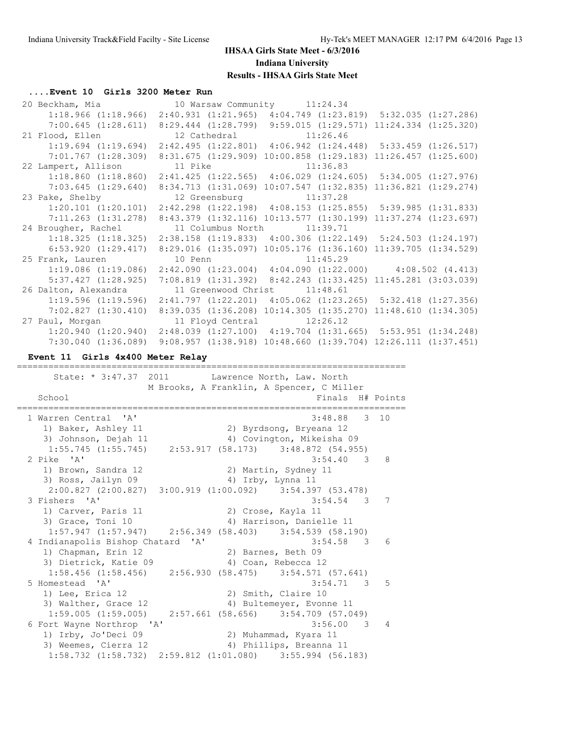### ....Event 10 Girls 3200 Meter Run

```
 20 Beckham, Mia              10 Warsaw Community      11:24.34
      1:18.966 (1:18.966)  2:40.931 (1:21.965)  4:04.749 (1:23.819)  5:32.035 (1:27.286)
      7:00.645 (1:28.611)  8:29.444 (1:28.799)  9:59.015 (1:29.571) 11:24.334 (1:25.320)
 21 Flood, Ellen              12 Cathedral             11:26.46
      1:19.694 (1:19.694)  2:42.495 (1:22.801)  4:06.942 (1:24.448)  5:33.459 (1:26.517)
      7:01.767 (1:28.309)  8:31.675 (1:29.909) 10:00.858 (1:29.183) 11:26.457 (1:25.600)
 22 Lampert, Allison          11 Pike                  11:36.83
      1:18.860 (1:18.860)  2:41.425 (1:22.565)  4:06.029 (1:24.605)  5:34.005 (1:27.976)
      7:03.645 (1:29.640)  8:34.713 (1:31.069) 10:07.547 (1:32.835) 11:36.821 (1:29.274)
 23 Pake, Shelby              12 Greensburg            11:37.28
      1:20.101 (1:20.101)  2:42.298 (1:22.198)  4:08.153 (1:25.855)  5:39.985 (1:31.833)
      7:11.263 (1:31.278)  8:43.379 (1:32.116) 10:13.577 (1:30.199) 11:37.274 (1:23.697)
 24 Brougher, Rachel          11 Columbus North        11:39.71
      1:18.325 (1:18.325)  2:38.158 (1:19.833)  4:00.306 (1:22.149)  5:24.503 (1:24.197)
      6:53.920 (1:29.417)  8:29.016 (1:35.097) 10:05.176 (1:36.160) 11:39.705 (1:34.529)
 25 Frank, Lauren             10 Penn                  11:45.29
      1:19.086 (1:19.086)  2:42.090 (1:23.004)  4:04.090 (1:22.000)     4:08.502 (4.413)
      5:37.427 (1:28.925)  7:08.819 (1:31.392)  8:42.243 (1:33.425) 11:45.281 (3:03.039)
 26 Dalton, Alexandra         11 Greenwood Christ      11:48.61
      1:19.596 (1:19.596)  2:41.797 (1:22.201)  4:05.062 (1:23.265)  5:32.418 (1:27.356)
      7:02.827 (1:30.410)  8:39.035 (1:36.208) 10:14.305 (1:35.270) 11:48.610 (1:34.305)
 27 Paul, Morgan              11 Floyd Central         12:26.12
      1:20.940 (1:20.940)  2:48.039 (1:27.100)  4:19.704 (1:31.665)  5:53.951 (1:34.248)
      7:30.040 (1:36.089)  9:08.957 (1:38.918) 10:48.660 (1:39.704) 12:26.111 (1:37.451)
```

### Event 11 Girls 4x400 Meter Relay

```
==========================================================================
      State: * 3:47.37  2011        Lawrence North, Law. North
                     M Brooks, A Franklin, A Spencer, C Miller
   School                                               Finals  H# Points
==========================================================================
  1 Warren Central  'A'                                3:48.88   3  10
     1) Baker, Ashley 11               2) Byrdsong, Bryeana 12
     3) Johnson, Dejah 11              4) Covington, Mikeisha 09
     1:55.745 (1:55.745)    2:53.917 (58.173)    3:48.872 (54.955)
  2 Pike  'A'                                          3:54.40   3   8
     1) Brown, Sandra 12               2) Martin, Sydney 11
     3) Ross, Jailyn 09                4) Irby, Lynna 11
     2:00.827 (2:00.827)  3:00.919 (1:00.092)    3:54.397 (53.478)
  3 Fishers  'A'                                       3:54.54   3   7
     1) Carver, Paris 11               2) Crose, Kayla 11
     3) Grace, Toni 10                 4) Harrison, Danielle 11
     1:57.947 (1:57.947)    2:56.349 (58.403)    3:54.539 (58.190)
  4 Indianapolis Bishop Chatard  'A'                   3:54.58   3   6
     1) Chapman, Erin 12               2) Barnes, Beth 09
     3) Dietrick, Katie 09             4) Coan, Rebecca 12
     1:58.456 (1:58.456)    2:56.930 (58.475)    3:54.571 (57.641)
  5 Homestead  'A'                                     3:54.71   3   5
     1) Lee, Erica 12                  2) Smith, Claire 10
     3) Walther, Grace 12              4) Bultemeyer, Evonne 11
     1:59.005 (1:59.005)    2:57.661 (58.656)    3:54.709 (57.049)
  6 Fort Wayne Northrop  'A'                           3:56.00   3   4
     1) Irby, Jo'Deci 09               2) Muhammad, Kyara 11
     3) Weemes, Cierra 12              4) Phillips, Breanna 11
     1:58.732 (1:58.732)  2:59.812 (1:01.080)    3:55.994 (56.183)
```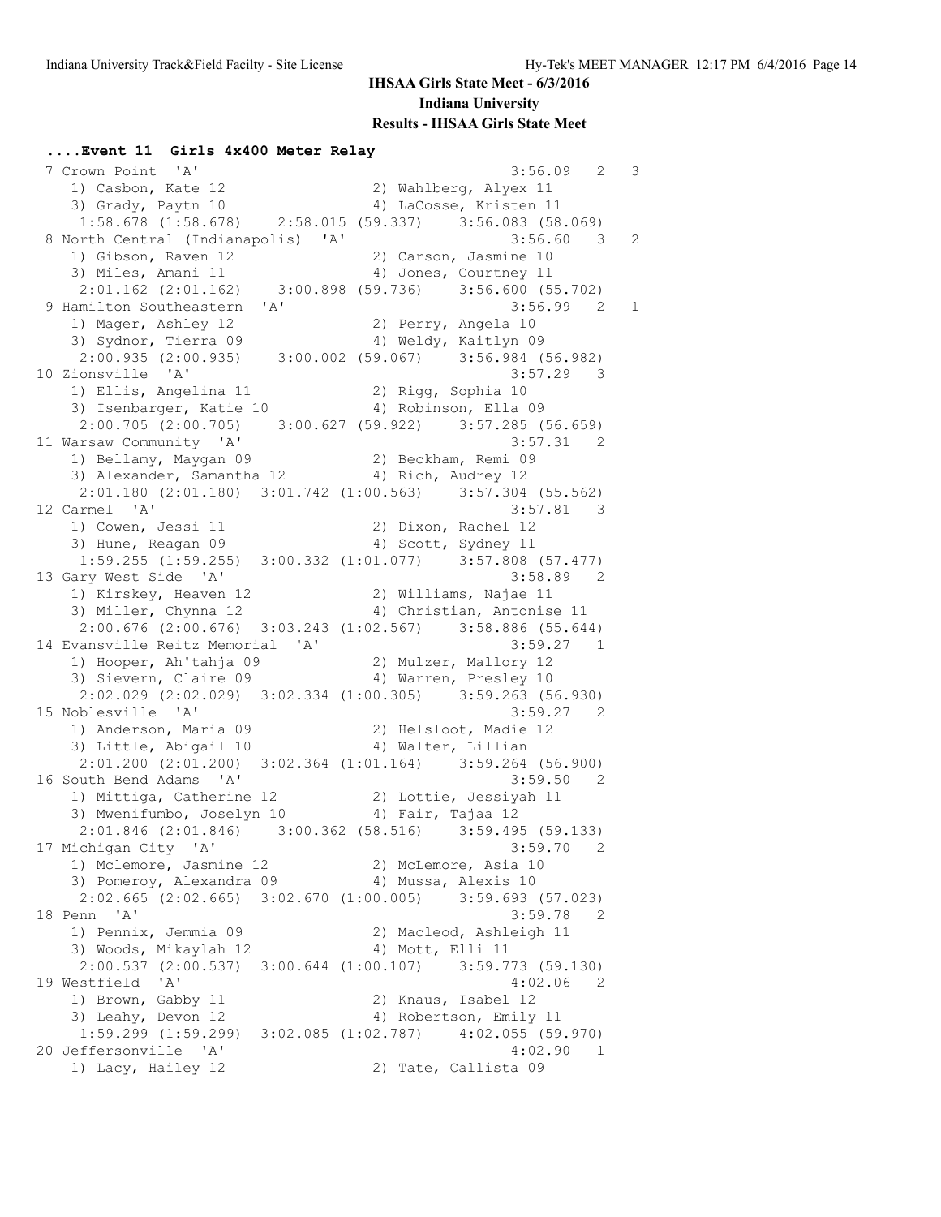**IHSAA Girls State Meet - 6/3/2016**
**Indiana University**
**Results - IHSAA Girls State Meet**

### ....Event 11 Girls 4x400 Meter Relay

```
 7 Crown Point  'A'                                      3:56.09   2   3 
    1) Casbon, Kate 12                2) Wahlberg, Alyex 11             
    3) Grady, Paytn 10                4) LaCosse, Kristen 11            
     1:58.678 (1:58.678)    2:58.015 (59.337)    3:56.083 (58.069)
 8 North Central (Indianapolis)  'A'                     3:56.60   3   2 
    1) Gibson, Raven 12               2) Carson, Jasmine 10             
    3) Miles, Amani 11                4) Jones, Courtney 11             
     2:01.162 (2:01.162)    3:00.898 (59.736)    3:56.600 (55.702)
 9 Hamilton Southeastern  'A'                            3:56.99   2   1 
    1) Mager, Ashley 12               2) Perry, Angela 10               
    3) Sydnor, Tierra 09              4) Weldy, Kaitlyn 09              
     2:00.935 (2:00.935)    3:00.002 (59.067)    3:56.984 (56.982)
10 Zionsville  'A'                                       3:57.29   3 
    1) Ellis, Angelina 11             2) Rigg, Sophia 10                
    3) Isenbarger, Katie 10           4) Robinson, Ella 09              
     2:00.705 (2:00.705)    3:00.627 (59.922)    3:57.285 (56.659)
11 Warsaw Community  'A'                                 3:57.31   2 
    1) Bellamy, Maygan 09             2) Beckham, Remi 09               
    3) Alexander, Samantha 12         4) Rich, Audrey 12                
     2:01.180 (2:01.180)  3:01.742 (1:00.563)    3:57.304 (55.562)
12 Carmel  'A'                                           3:57.81   3 
    1) Cowen, Jessi 11                2) Dixon, Rachel 12               
    3) Hune, Reagan 09                4) Scott, Sydney 11               
     1:59.255 (1:59.255)  3:00.332 (1:01.077)    3:57.808 (57.477)
13 Gary West Side  'A'                                   3:58.89   2 
    1) Kirskey, Heaven 12             2) Williams, Najae 11             
    3) Miller, Chynna 12              4) Christian, Antonise 11         
     2:00.676 (2:00.676)  3:03.243 (1:02.567)    3:58.886 (55.644)
14 Evansville Reitz Memorial  'A'                        3:59.27   1 
    1) Hooper, Ah'tahja 09            2) Mulzer, Mallory 12             
    3) Sievern, Claire 09             4) Warren, Presley 10             
     2:02.029 (2:02.029)  3:02.334 (1:00.305)    3:59.263 (56.930)
15 Noblesville  'A'                                      3:59.27   2 
    1) Anderson, Maria 09             2) Helsloot, Madie 12             
    3) Little, Abigail 10             4) Walter, Lillian                
     2:01.200 (2:01.200)  3:02.364 (1:01.164)    3:59.264 (56.900)
16 South Bend Adams  'A'                                 3:59.50   2 
    1) Mittiga, Catherine 12          2) Lottie, Jessiyah 11            
    3) Mwenifumbo, Joselyn 10         4) Fair, Tajaa 12                 
     2:01.846 (2:01.846)    3:00.362 (58.516)    3:59.495 (59.133)
17 Michigan City  'A'                                    3:59.70   2 
    1) Mclemore, Jasmine 12           2) McLemore, Asia 10              
    3) Pomeroy, Alexandra 09          4) Mussa, Alexis 10               
     2:02.665 (2:02.665)  3:02.670 (1:00.005)    3:59.693 (57.023)
18 Penn  'A'                                             3:59.78   2 
    1) Pennix, Jemmia 09              2) Macleod, Ashleigh 11           
    3) Woods, Mikaylah 12             4) Mott, Elli 11                  
     2:00.537 (2:00.537)  3:00.644 (1:00.107)    3:59.773 (59.130)
19 Westfield  'A'                                        4:02.06   2 
    1) Brown, Gabby 11                2) Knaus, Isabel 12               
    3) Leahy, Devon 12                4) Robertson, Emily 11            
     1:59.299 (1:59.299)  3:02.085 (1:02.787)    4:02.055 (59.970)
20 Jeffersonville  'A'                                   4:02.90   1 
    1) Lacy, Hailey 12                2) Tate, Callista 09              
```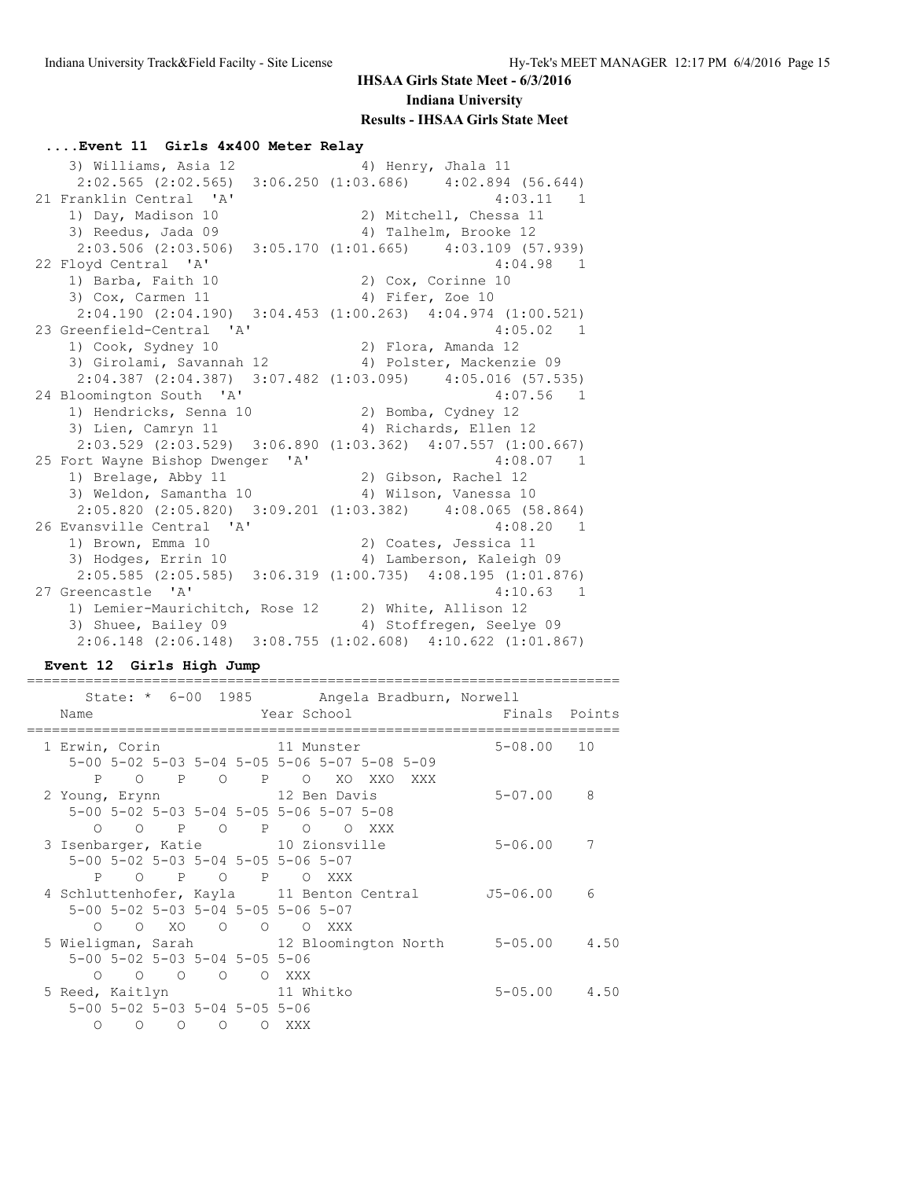## IHSAA Girls State Meet - 6/3/2016

**Indiana University**

**Results - IHSAA Girls State Meet**

### ....Event 11 Girls 4x400 Meter Relay

```
    3) Williams, Asia 12               4) Henry, Jhala 11
     2:02.565 (2:02.565)  3:06.250 (1:03.686)    4:02.894 (56.644)
 21 Franklin Central  'A'                                 4:03.11   1
    1) Day, Madison 10                 2) Mitchell, Chessa 11
    3) Reedus, Jada 09                 4) Talhelm, Brooke 12
     2:03.506 (2:03.506)  3:05.170 (1:01.665)    4:03.109 (57.939)
 22 Floyd Central  'A'                                    4:04.98   1
    1) Barba, Faith 10                 2) Cox, Corinne 10
    3) Cox, Carmen 11                  4) Fifer, Zoe 10
     2:04.190 (2:04.190)  3:04.453 (1:00.263)  4:04.974 (1:00.521)
 23 Greenfield-Central  'A'                               4:05.02   1
    1) Cook, Sydney 10                 2) Flora, Amanda 12
    3) Girolami, Savannah 12           4) Polster, Mackenzie 09
     2:04.387 (2:04.387)  3:07.482 (1:03.095)    4:05.016 (57.535)
 24 Bloomington South  'A'                                4:07.56   1
    1) Hendricks, Senna 10             2) Bomba, Cydney 12
    3) Lien, Camryn 11                 4) Richards, Ellen 12
     2:03.529 (2:03.529)  3:06.890 (1:03.362)  4:07.557 (1:00.667)
 25 Fort Wayne Bishop Dwenger  'A'                        4:08.07   1
    1) Brelage, Abby 11                2) Gibson, Rachel 12
    3) Weldon, Samantha 10             4) Wilson, Vanessa 10
     2:05.820 (2:05.820)  3:09.201 (1:03.382)    4:08.065 (58.864)
 26 Evansville Central  'A'                               4:08.20   1
    1) Brown, Emma 10                  2) Coates, Jessica 11
    3) Hodges, Errin 10                4) Lamberson, Kaleigh 09
     2:05.585 (2:05.585)  3:06.319 (1:00.735)  4:08.195 (1:01.876)
 27 Greencastle  'A'                                      4:10.63   1
    1) Lemier-Maurichitch, Rose 12     2) White, Allison 12
    3) Shuee, Bailey 09                4) Stoffregen, Seelye 09
     2:06.148 (2:06.148)  3:08.755 (1:02.608)  4:10.622 (1:01.867)
```

### Event 12 Girls High Jump

```
=======================================================================
      State: *  6-00  1985        Angela Bradburn, Norwell
   Name                    Year School                 Finals  Points
=======================================================================
  1 Erwin, Corin            11 Munster                5-08.00    10
     5-00 5-02 5-03 5-04 5-05 5-06 5-07 5-08 5-09
        P    O    P    O    P    O   XO  XXO  XXX
  2 Young, Erynn            12 Ben Davis              5-07.00     8
     5-00 5-02 5-03 5-04 5-05 5-06 5-07 5-08
        O    O    P    O    P    O    O  XXX
  3 Isenbarger, Katie       10 Zionsville             5-06.00     7
     5-00 5-02 5-03 5-04 5-05 5-06 5-07
        P    O    P    O    P    O  XXX
  4 Schluttenhofer, Kayla   11 Benton Central        J5-06.00     6
     5-00 5-02 5-03 5-04 5-05 5-06 5-07
        O    O   XO    O    O    O  XXX
  5 Wieligman, Sarah        12 Bloomington North      5-05.00  4.50
     5-00 5-02 5-03 5-04 5-05 5-06
        O    O    O    O    O  XXX
  5 Reed, Kaitlyn           11 Whitko                 5-05.00  4.50
     5-00 5-02 5-03 5-04 5-05 5-06
        O    O    O    O    O  XXX
```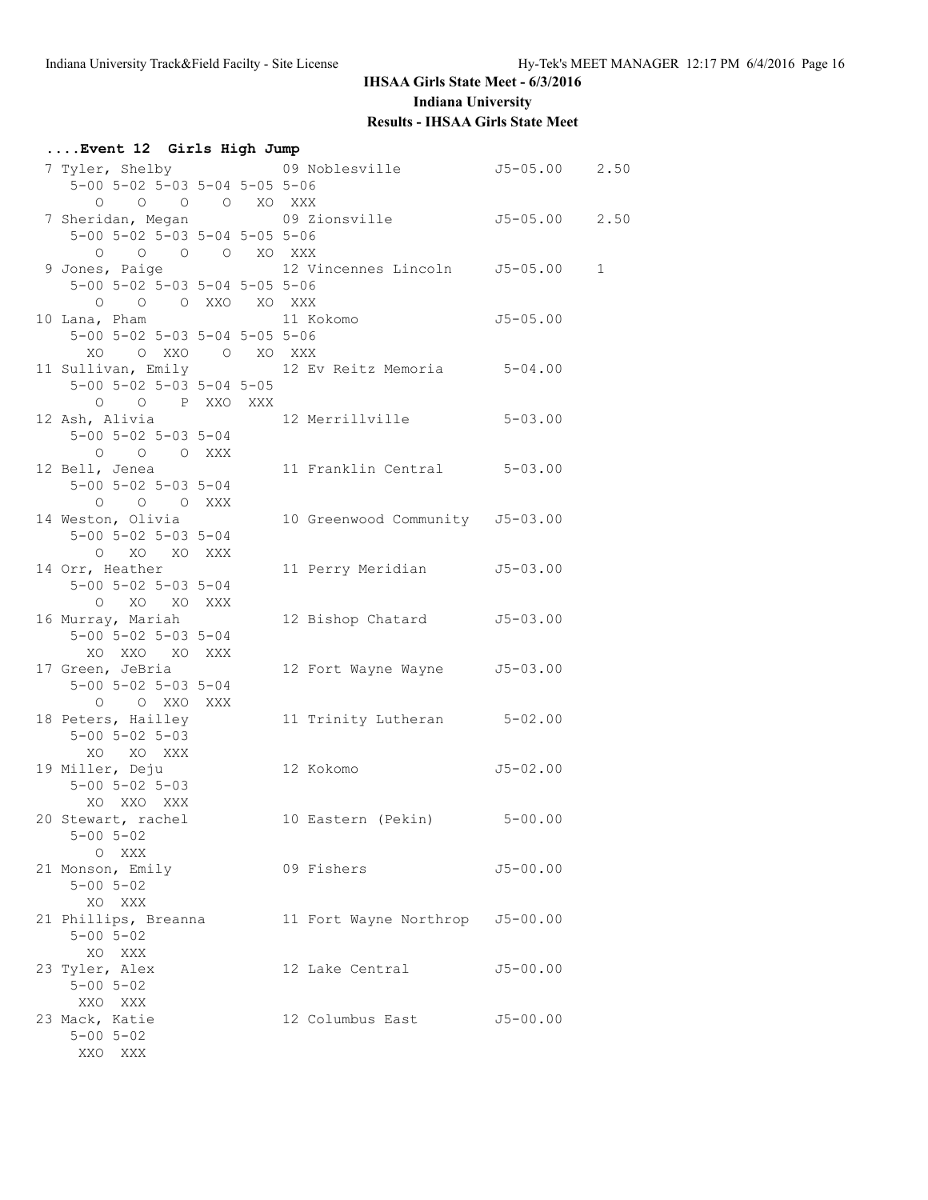## IHSAA Girls State Meet - 6/3/2016

**Indiana University**

**Results - IHSAA Girls State Meet**

### ....Event 12 Girls High Jump

```
 7 Tyler, Shelby             09 Noblesville           J5-05.00    2.50
    5-00 5-02 5-03 5-04 5-05 5-06
       O    O    O    O   XO  XXX
 7 Sheridan, Megan           09 Zionsville            J5-05.00    2.50
    5-00 5-02 5-03 5-04 5-05 5-06
       O    O    O    O   XO  XXX
 9 Jones, Paige              12 Vincennes Lincoln     J5-05.00    1
    5-00 5-02 5-03 5-04 5-05 5-06
       O    O    O  XXO   XO  XXX
10 Lana, Pham                11 Kokomo                J5-05.00
    5-00 5-02 5-03 5-04 5-05 5-06
      XO    O  XXO    O   XO  XXX
11 Sullivan, Emily           12 Ev Reitz Memoria       5-04.00
    5-00 5-02 5-03 5-04 5-05
       O    O    P  XXO  XXX
12 Ash, Alivia               12 Merrillville           5-03.00
    5-00 5-02 5-03 5-04
       O    O    O  XXX
12 Bell, Jenea               11 Franklin Central       5-03.00
    5-00 5-02 5-03 5-04
       O    O    O  XXX
14 Weston, Olivia            10 Greenwood Community   J5-03.00
    5-00 5-02 5-03 5-04
       O   XO   XO  XXX
14 Orr, Heather              11 Perry Meridian        J5-03.00
    5-00 5-02 5-03 5-04
       O   XO   XO  XXX
16 Murray, Mariah            12 Bishop Chatard        J5-03.00
    5-00 5-02 5-03 5-04
      XO  XXO   XO  XXX
17 Green, JeBria             12 Fort Wayne Wayne      J5-03.00
    5-00 5-02 5-03 5-04
       O    O  XXO  XXX
18 Peters, Hailley           11 Trinity Lutheran       5-02.00
    5-00 5-02 5-03
      XO   XO  XXX
19 Miller, Deju              12 Kokomo                J5-02.00
    5-00 5-02 5-03
      XO  XXO  XXX
20 Stewart, rachel           10 Eastern (Pekin)        5-00.00
    5-00 5-02
       O  XXX
21 Monson, Emily             09 Fishers               J5-00.00
    5-00 5-02
      XO  XXX
21 Phillips, Breanna         11 Fort Wayne Northrop   J5-00.00
    5-00 5-02
      XO  XXX
23 Tyler, Alex               12 Lake Central          J5-00.00
    5-00 5-02
     XXO  XXX
23 Mack, Katie               12 Columbus East         J5-00.00
    5-00 5-02
     XXO  XXX
```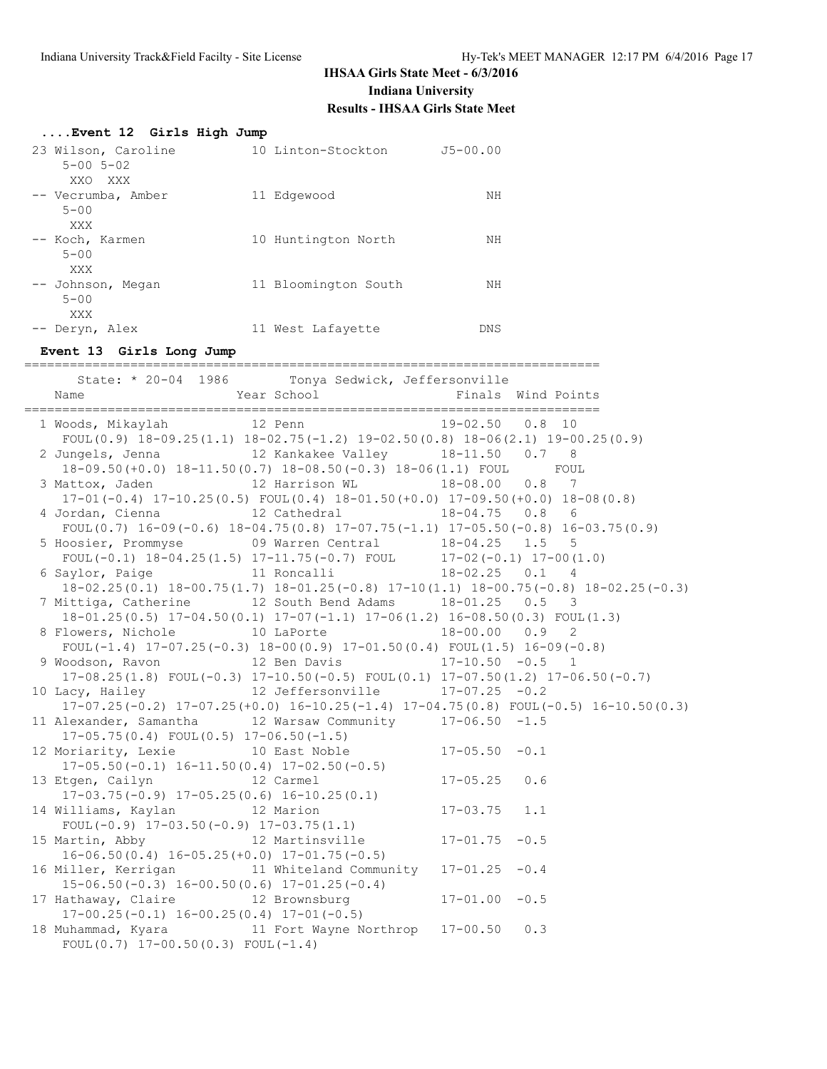# IHSAA Girls State Meet - 6/3/2016

## Indiana University

### Results - IHSAA Girls State Meet

```
....Event 12  Girls High Jump
 23 Wilson, Caroline          10 Linton-Stockton        J5-00.00 
      5-00 5-02 
       XXO  XXX 
 -- Vecrumba, Amber           11 Edgewood                     NH 
      5-00 
       XXX 
 -- Koch, Karmen              10 Huntington North             NH 
      5-00 
       XXX 
 -- Johnson, Megan            11 Bloomington South            NH 
      5-00 
       XXX 
 -- Deryn, Alex               11 West Lafayette              DNS 
```

```
 Event 13  Girls Long Jump
============================================================================
      State: * 20-04  1986        Tonya Sedwick, Jeffersonville             
    Name                    Year School                 Finals  Wind Points 
============================================================================
  1 Woods, Mikaylah           12 Penn                   19-02.50   0.8  10  
     FOUL(0.9) 18-09.25(1.1) 18-02.75(-1.2) 19-02.50(0.8) 18-06(2.1) 19-00.25(0.9)
  2 Jungels, Jenna            12 Kankakee Valley        18-11.50   0.7   8  
     18-09.50(+0.0) 18-11.50(0.7) 18-08.50(-0.3) 18-06(1.1) FOUL      FOUL
  3 Mattox, Jaden             12 Harrison WL            18-08.00   0.8   7  
     17-01(-0.4) 17-10.25(0.5) FOUL(0.4) 18-01.50(+0.0) 17-09.50(+0.0) 18-08(0.8)
  4 Jordan, Cienna            12 Cathedral              18-04.75   0.8   6  
     FOUL(0.7) 16-09(-0.6) 18-04.75(0.8) 17-07.75(-1.1) 17-05.50(-0.8) 16-03.75(0.9)
  5 Hoosier, Prommyse         09 Warren Central         18-04.25   1.5   5  
     FOUL(-0.1) 18-04.25(1.5) 17-11.75(-0.7) FOUL      17-02(-0.1) 17-00(1.0)
  6 Saylor, Paige             11 Roncalli               18-02.25   0.1   4  
     18-02.25(0.1) 18-00.75(1.7) 18-01.25(-0.8) 17-10(1.1) 18-00.75(-0.8) 18-02.25(-0.3)
  7 Mittiga, Catherine        12 South Bend Adams       18-01.25   0.5   3  
     18-01.25(0.5) 17-04.50(0.1) 17-07(-1.1) 17-06(1.2) 16-08.50(0.3) FOUL(1.3)
  8 Flowers, Nichole          10 LaPorte                18-00.00   0.9   2  
     FOUL(-1.4) 17-07.25(-0.3) 18-00(0.9) 17-01.50(0.4) FOUL(1.5) 16-09(-0.8)
  9 Woodson, Ravon            12 Ben Davis              17-10.50  -0.5   1  
     17-08.25(1.8) FOUL(-0.3) 17-10.50(-0.5) FOUL(0.1) 17-07.50(1.2) 17-06.50(-0.7)
 10 Lacy, Hailey              12 Jeffersonville         17-07.25  -0.2      
     17-07.25(-0.2) 17-07.25(+0.0) 16-10.25(-1.4) 17-04.75(0.8) FOUL(-0.5) 16-10.50(0.3)
 11 Alexander, Samantha       12 Warsaw Community       17-06.50  -1.5      
     17-05.75(0.4) FOUL(0.5) 17-06.50(-1.5)
 12 Moriarity, Lexie          10 East Noble             17-05.50  -0.1      
     17-05.50(-0.1) 16-11.50(0.4) 17-02.50(-0.5)
 13 Etgen, Cailyn             12 Carmel                 17-05.25   0.6      
     17-03.75(-0.9) 17-05.25(0.6) 16-10.25(0.1)
 14 Williams, Kaylan          12 Marion                 17-03.75   1.1      
     FOUL(-0.9) 17-03.50(-0.9) 17-03.75(1.1)
 15 Martin, Abby              12 Martinsville           17-01.75  -0.5      
     16-06.50(0.4) 16-05.25(+0.0) 17-01.75(-0.5)
 16 Miller, Kerrigan          11 Whiteland Community    17-01.25  -0.4      
     15-06.50(-0.3) 16-00.50(0.6) 17-01.25(-0.4)
 17 Hathaway, Claire          12 Brownsburg             17-01.00  -0.5      
     17-00.25(-0.1) 16-00.25(0.4) 17-01(-0.5)
 18 Muhammad, Kyara           11 Fort Wayne Northrop    17-00.50   0.3      
     FOUL(0.7) 17-00.50(0.3) FOUL(-1.4)
```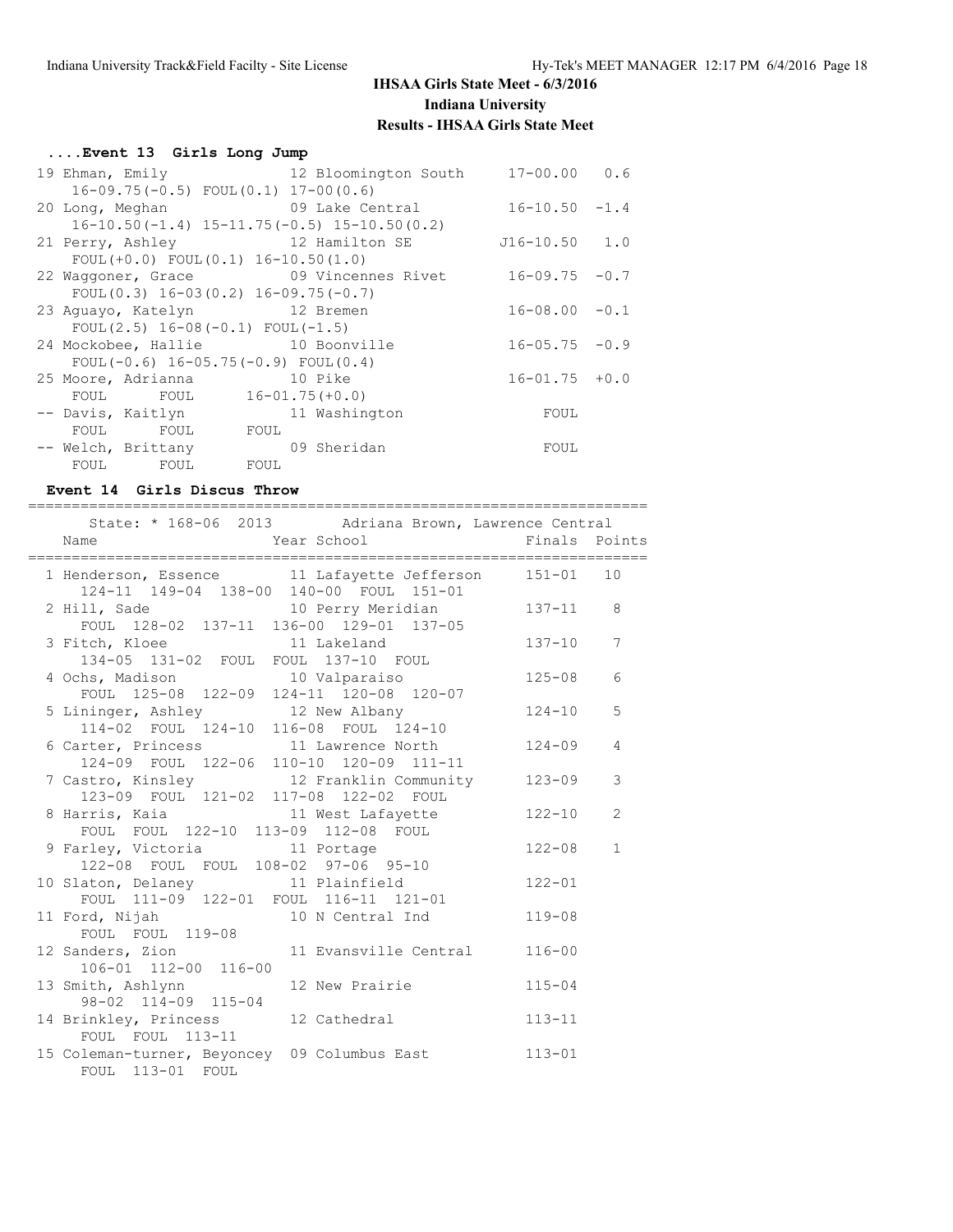# IHSAA Girls State Meet - 6/3/2016

## Indiana University

## Results - IHSAA Girls State Meet

### ....Event 13 Girls Long Jump

```
 19 Ehman, Emily              12 Bloomington South    17-00.00   0.6
     16-09.75(-0.5) FOUL(0.1) 17-00(0.6)
 20 Long, Meghan              09 Lake Central         16-10.50  -1.4
     16-10.50(-1.4) 15-11.75(-0.5) 15-10.50(0.2)
 21 Perry, Ashley             12 Hamilton SE         J16-10.50   1.0
     FOUL(+0.0) FOUL(0.1) 16-10.50(1.0)
 22 Waggoner, Grace           09 Vincennes Rivet      16-09.75  -0.7
     FOUL(0.3) 16-03(0.2) 16-09.75(-0.7)
 23 Aguayo, Katelyn           12 Bremen               16-08.00  -0.1
     FOUL(2.5) 16-08(-0.1) FOUL(-1.5)
 24 Mockobee, Hallie          10 Boonville            16-05.75  -0.9
     FOUL(-0.6) 16-05.75(-0.9) FOUL(0.4)
 25 Moore, Adrianna           10 Pike                 16-01.75  +0.0
     FOUL      FOUL      16-01.75(+0.0)
 -- Davis, Kaitlyn            11 Washington               FOUL
     FOUL      FOUL      FOUL
 -- Welch, Brittany           09 Sheridan                 FOUL
     FOUL      FOUL      FOUL
```

### Event 14 Girls Discus Throw

```
=======================================================================
    State: * 168-06  2013       Adriana Brown, Lawrence Central
  Name                    Year School                  Finals  Points
=======================================================================
  1 Henderson, Essence      11 Lafayette Jefferson     151-01   10
     124-11  149-04  138-00  140-00  FOUL  151-01
  2 Hill, Sade              10 Perry Meridian          137-11    8
     FOUL  128-02  137-11  136-00  129-01  137-05
  3 Fitch, Kloee            11 Lakeland                137-10    7
     134-05  131-02  FOUL  FOUL  137-10  FOUL
  4 Ochs, Madison           10 Valparaiso              125-08    6
     FOUL  125-08  122-09  124-11  120-08  120-07
  5 Lininger, Ashley        12 New Albany              124-10    5
     114-02  FOUL  124-10  116-08  FOUL  124-10
  6 Carter, Princess        11 Lawrence North          124-09    4
     124-09  FOUL  122-06  110-10  120-09  111-11
  7 Castro, Kinsley         12 Franklin Community      123-09    3
     123-09  FOUL  121-02  117-08  122-02  FOUL
  8 Harris, Kaia            11 West Lafayette          122-10    2
     FOUL  FOUL  122-10  113-09  112-08  FOUL
  9 Farley, Victoria        11 Portage                 122-08    1
     122-08  FOUL  FOUL  108-02  97-06  95-10
 10 Slaton, Delaney         11 Plainfield              122-01
     FOUL  111-09  122-01  FOUL  116-11  121-01
 11 Ford, Nijah             10 N Central Ind           119-08
     FOUL  FOUL  119-08
 12 Sanders, Zion           11 Evansville Central      116-00
     106-01  112-00  116-00
 13 Smith, Ashlynn          12 New Prairie             115-04
     98-02  114-09  115-04
 14 Brinkley, Princess      12 Cathedral               113-11
     FOUL  FOUL  113-11
 15 Coleman-turner, Beyoncey  09 Columbus East         113-01
     FOUL  113-01  FOUL
```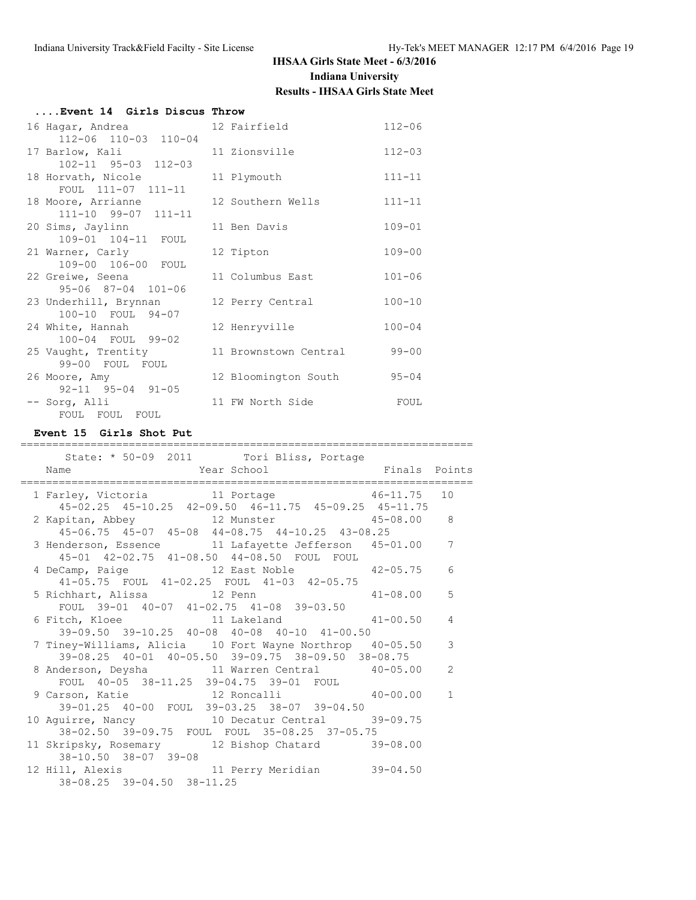**IHSAA Girls State Meet - 6/3/2016**
**Indiana University**
**Results - IHSAA Girls State Meet**

### ....Event 14 Girls Discus Throw

```
 16 Hagar, Andrea               12 Fairfield               112-06
      112-06  110-03  110-04
 17 Barlow, Kali                11 Zionsville              112-03
      102-11  95-03  112-03
 18 Horvath, Nicole             11 Plymouth                111-11
      FOUL  111-07  111-11
 18 Moore, Arrianne             12 Southern Wells          111-11
      111-10  99-07  111-11
 20 Sims, Jaylinn               11 Ben Davis               109-01
      109-01  104-11  FOUL
 21 Warner, Carly               12 Tipton                  109-00
      109-00  106-00  FOUL
 22 Greiwe, Seena               11 Columbus East           101-06
      95-06  87-04  101-06
 23 Underhill, Brynnan          12 Perry Central           100-10
      100-10  FOUL  94-07
 24 White, Hannah               12 Henryville              100-04
      100-04  FOUL  99-02
 25 Vaught, Trentity            11 Brownstown Central       99-00
      99-00  FOUL  FOUL
 26 Moore, Amy                  12 Bloomington South        95-04
      92-11  95-04  91-05
 -- Sorg, Alli                  11 FW North Side             FOUL
      FOUL  FOUL  FOUL
```

### Event 15 Girls Shot Put

```
=========================================================================
      State: * 50-09  2011        Tori Bliss, Portage
    Name                    Year School                  Finals  Points
=========================================================================
  1 Farley, Victoria          11 Portage               46-11.75   10
     45-02.25  45-10.25  42-09.50  46-11.75  45-09.25  45-11.75
  2 Kapitan, Abbey            12 Munster               45-08.00    8
     45-06.75  45-07  45-08  44-08.75  44-10.25  43-08.25
  3 Henderson, Essence        11 Lafayette Jefferson   45-01.00    7
     45-01  42-02.75  41-08.50  44-08.50  FOUL  FOUL
  4 DeCamp, Paige             12 East Noble            42-05.75    6
     41-05.75  FOUL  41-02.25  FOUL  41-03  42-05.75
  5 Richhart, Alissa          12 Penn                  41-08.00    5
     FOUL  39-01  40-07  41-02.75  41-08  39-03.50
  6 Fitch, Kloee              11 Lakeland              41-00.50    4
     39-09.50  39-10.25  40-08  40-08  40-10  41-00.50
  7 Tiney-Williams, Alicia    10 Fort Wayne Northrop   40-05.50    3
     39-08.25  40-01  40-05.50  39-09.75  38-09.50  38-08.75
  8 Anderson, Deysha          11 Warren Central        40-05.00    2
     FOUL  40-05  38-11.25  39-04.75  39-01  FOUL
  9 Carson, Katie             12 Roncalli              40-00.00    1
     39-01.25  40-00  FOUL  39-03.25  38-07  39-04.50
 10 Aguirre, Nancy            10 Decatur Central       39-09.75
     38-02.50  39-09.75  FOUL  FOUL  35-08.25  37-05.75
 11 Skripsky, Rosemary        12 Bishop Chatard        39-08.00
     38-10.50  38-07  39-08
 12 Hill, Alexis              11 Perry Meridian        39-04.50
     38-08.25  39-04.50  38-11.25
```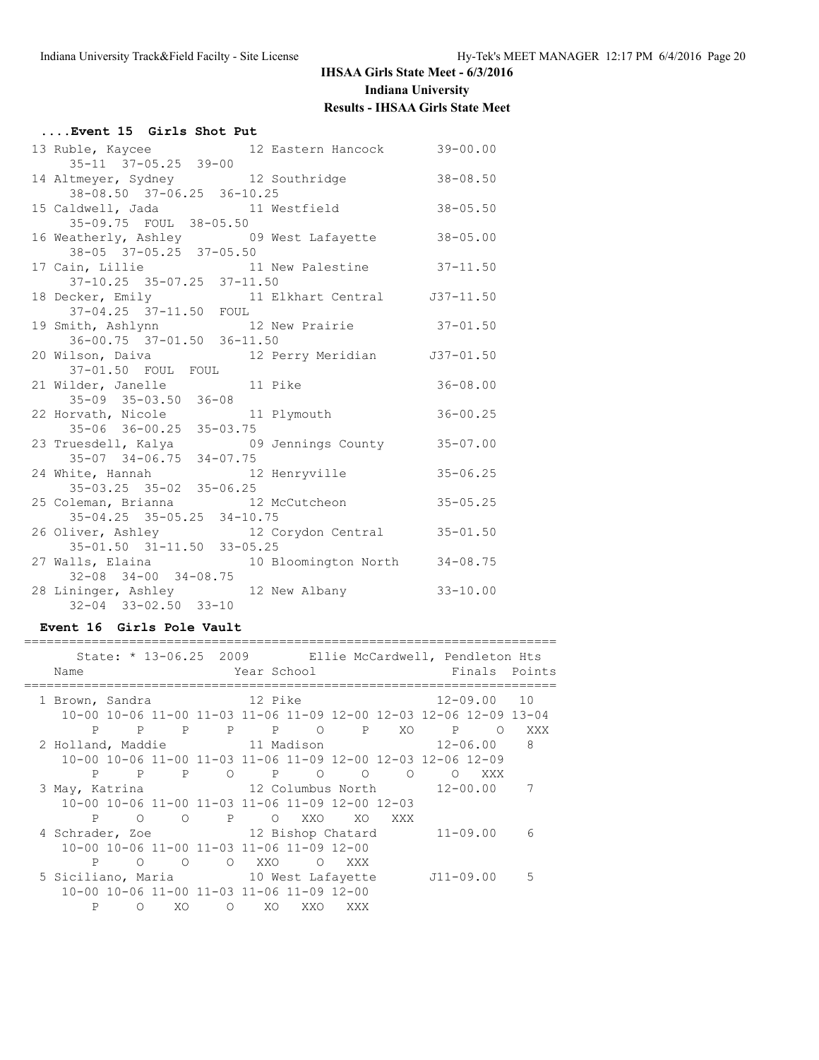# IHSAA Girls State Meet - 6/3/2016

## Indiana University

### Results - IHSAA Girls State Meet

#### ....Event 15 Girls Shot Put

```
 13 Ruble, Kaycee              12 Eastern Hancock       39-00.00
      35-11  37-05.25  39-00
 14 Altmeyer, Sydney           12 Southridge            38-08.50
      38-08.50  37-06.25  36-10.25
 15 Caldwell, Jada             11 Westfield             38-05.50
      35-09.75  FOUL  38-05.50
 16 Weatherly, Ashley          09 West Lafayette        38-05.00
      38-05  37-05.25  37-05.50
 17 Cain, Lillie               11 New Palestine         37-11.50
      37-10.25  35-07.25  37-11.50
 18 Decker, Emily              11 Elkhart Central      J37-11.50
      37-04.25  37-11.50  FOUL
 19 Smith, Ashlynn             12 New Prairie           37-01.50
      36-00.75  37-01.50  36-11.50
 20 Wilson, Daiva              12 Perry Meridian       J37-01.50
      37-01.50  FOUL  FOUL
 21 Wilder, Janelle            11 Pike                  36-08.00
      35-09  35-03.50  36-08
 22 Horvath, Nicole            11 Plymouth              36-00.25
      35-06  36-00.25  35-03.75
 23 Truesdell, Kalya           09 Jennings County       35-07.00
      35-07  34-06.75  34-07.75
 24 White, Hannah              12 Henryville            35-06.25
      35-03.25  35-02  35-06.25
 25 Coleman, Brianna           12 McCutcheon            35-05.25
      35-04.25  35-05.25  34-10.75
 26 Oliver, Ashley             12 Corydon Central       35-01.50
      35-01.50  31-11.50  33-05.25
 27 Walls, Elaina              10 Bloomington North     34-08.75
      32-08  34-00  34-08.75
 28 Lininger, Ashley           12 New Albany            33-10.00
      32-04  33-02.50  33-10
```

#### Event 16 Girls Pole Vault

```
===================================================================
    State: * 13-06.25  2009       Ellie McCardwell, Pendleton Hts
   Name                    Year School                Finals  Points
===================================================================
  1 Brown, Sandra            12 Pike                  12-09.00   10
     10-00 10-06 11-00 11-03 11-06 11-09 12-00 12-03 12-06 12-09 13-04
         P     P     P     P     P     O     P    XO     P     O   XXX
  2 Holland, Maddie          11 Madison               12-06.00    8
     10-00 10-06 11-00 11-03 11-06 11-09 12-00 12-03 12-06 12-09
         P     P     P     O     P     O     O     O     O   XXX
  3 May, Katrina             12 Columbus North        12-00.00    7
     10-00 10-06 11-00 11-03 11-06 11-09 12-00 12-03
         P     O     O     P     O   XXO    XO   XXX
  4 Schrader, Zoe            12 Bishop Chatard        11-09.00    6
     10-00 10-06 11-00 11-03 11-06 11-09 12-00
         P     O     O     O   XXO     O   XXX
  5 Siciliano, Maria         10 West Lafayette       J11-09.00    5
     10-00 10-06 11-00 11-03 11-06 11-09 12-00
         P     O    XO     O    XO   XXO   XXX
```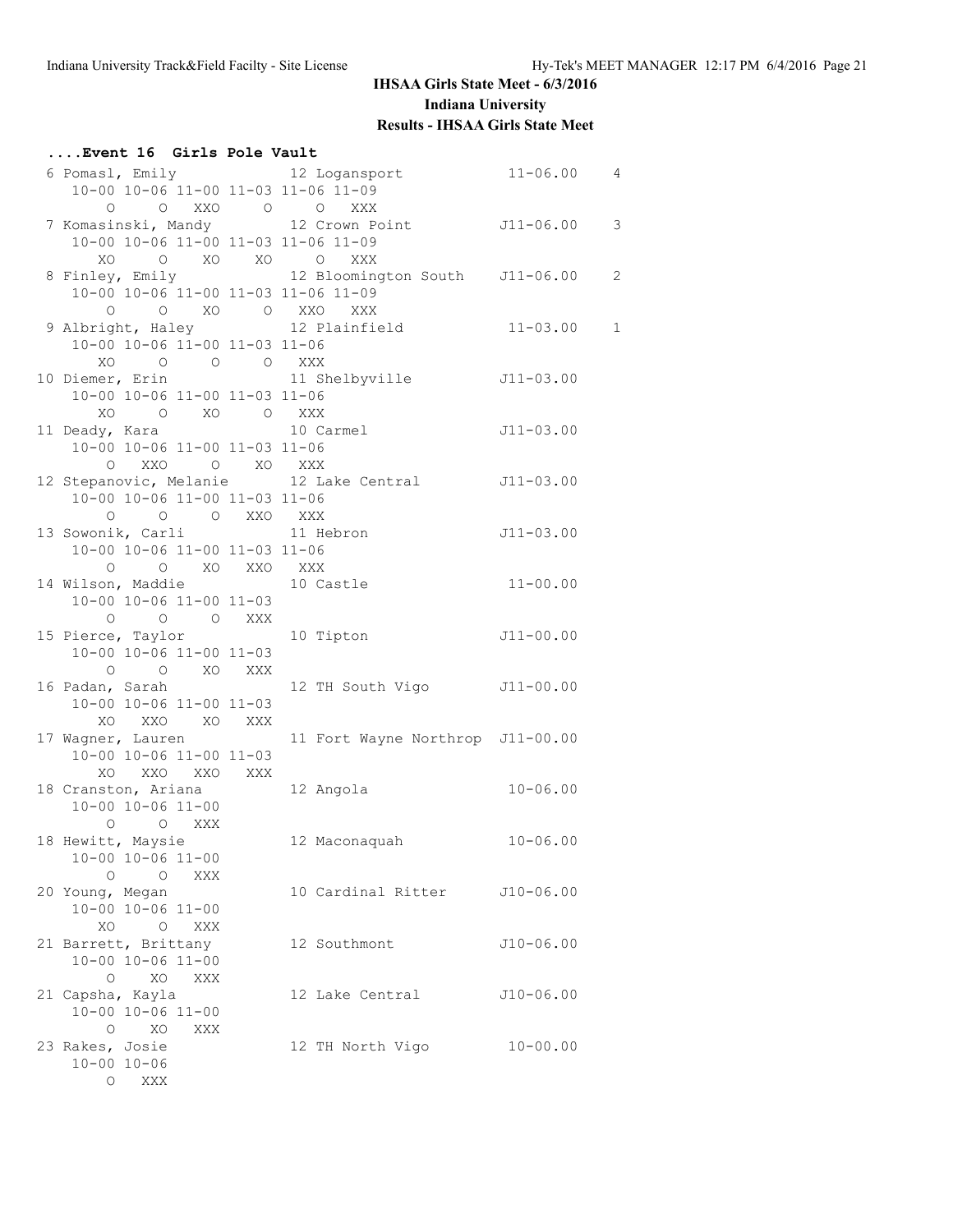**IHSAA Girls State Meet - 6/3/2016**

**Indiana University**

**Results - IHSAA Girls State Meet**

### ....Event 16 Girls Pole Vault

```
 6 Pomasl, Emily              12 Logansport             11-06.00    4
    10-00 10-06 11-00 11-03 11-06 11-09
        O     O   XXO     O     O   XXX
 7 Komasinski, Mandy          12 Crown Point           J11-06.00    3
    10-00 10-06 11-00 11-03 11-06 11-09
       XO     O    XO    XO     O   XXX
 8 Finley, Emily              12 Bloomington South     J11-06.00    2
    10-00 10-06 11-00 11-03 11-06 11-09
        O     O    XO     O   XXO   XXX
 9 Albright, Haley            12 Plainfield             11-03.00    1
    10-00 10-06 11-00 11-03 11-06
       XO     O     O     O   XXX
10 Diemer, Erin               11 Shelbyville           J11-03.00
    10-00 10-06 11-00 11-03 11-06
       XO     O    XO     O   XXX
11 Deady, Kara                10 Carmel                J11-03.00
    10-00 10-06 11-00 11-03 11-06
        O   XXO     O    XO   XXX
12 Stepanovic, Melanie        12 Lake Central          J11-03.00
    10-00 10-06 11-00 11-03 11-06
        O     O     O   XXO   XXX
13 Sowonik, Carli             11 Hebron                J11-03.00
    10-00 10-06 11-00 11-03 11-06
        O     O    XO   XXO   XXX
14 Wilson, Maddie             10 Castle                 11-00.00
    10-00 10-06 11-00 11-03
        O     O     O   XXX
15 Pierce, Taylor             10 Tipton                J11-00.00
    10-00 10-06 11-00 11-03
        O     O    XO   XXX
16 Padan, Sarah               12 TH South Vigo         J11-00.00
    10-00 10-06 11-00 11-03
       XO   XXO    XO   XXX
17 Wagner, Lauren             11 Fort Wayne Northrop  J11-00.00
    10-00 10-06 11-00 11-03
       XO   XXO   XXO   XXX
18 Cranston, Ariana           12 Angola                 10-06.00
    10-00 10-06 11-00
        O     O   XXX
18 Hewitt, Maysie             12 Maconaquah             10-06.00
    10-00 10-06 11-00
        O     O   XXX
20 Young, Megan               10 Cardinal Ritter       J10-06.00
    10-00 10-06 11-00
       XO     O   XXX
21 Barrett, Brittany          12 Southmont             J10-06.00
    10-00 10-06 11-00
        O    XO   XXX
21 Capsha, Kayla              12 Lake Central          J10-06.00
    10-00 10-06 11-00
        O    XO   XXX
23 Rakes, Josie               12 TH North Vigo          10-00.00
    10-00 10-06
        O   XXX
```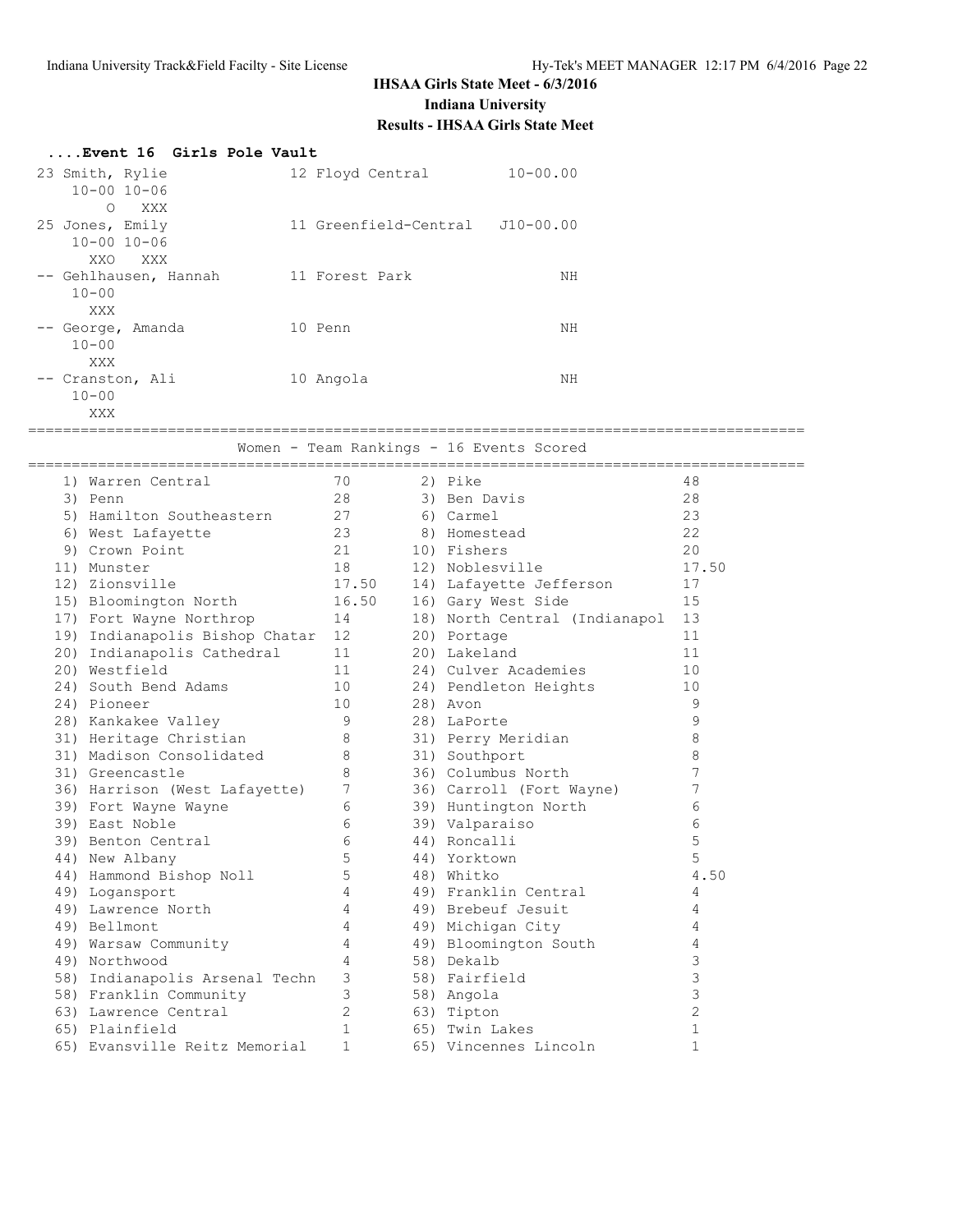# IHSAA Girls State Meet - 6/3/2016

## Indiana University

## Results - IHSAA Girls State Meet

### ....Event 16 Girls Pole Vault

```
 23 Smith, Rylie             12 Floyd Central         10-00.00
     10-00 10-06
         O   XXX
 25 Jones, Emily             11 Greenfield-Central   J10-00.00
     10-00 10-06
       XXO   XXX
 -- Gehlhausen, Hannah       11 Forest Park                 NH
     10-00
       XXX
 -- George, Amanda           10 Penn                        NH
     10-00
       XXX
 -- Cranston, Ali            10 Angola                      NH
     10-00
       XXX
```

### Women - Team Rankings - 16 Events Scored

| | | | |
|---|---|---|---|
| 1) Warren Central | 70 | 2) Pike | 48 |
| 3) Penn | 28 | 3) Ben Davis | 28 |
| 5) Hamilton Southeastern | 27 | 6) Carmel | 23 |
| 6) West Lafayette | 23 | 8) Homestead | 22 |
| 9) Crown Point | 21 | 10) Fishers | 20 |
| 11) Munster | 18 | 12) Noblesville | 17.50 |
| 12) Zionsville | 17.50 | 14) Lafayette Jefferson | 17 |
| 15) Bloomington North | 16.50 | 16) Gary West Side | 15 |
| 17) Fort Wayne Northrop | 14 | 18) North Central (Indianapol | 13 |
| 19) Indianapolis Bishop Chatar | 12 | 20) Portage | 11 |
| 20) Indianapolis Cathedral | 11 | 20) Lakeland | 11 |
| 20) Westfield | 11 | 24) Culver Academies | 10 |
| 24) South Bend Adams | 10 | 24) Pendleton Heights | 10 |
| 24) Pioneer | 10 | 28) Avon | 9 |
| 28) Kankakee Valley | 9 | 28) LaPorte | 9 |
| 31) Heritage Christian | 8 | 31) Perry Meridian | 8 |
| 31) Madison Consolidated | 8 | 31) Southport | 8 |
| 31) Greencastle | 8 | 36) Columbus North | 7 |
| 36) Harrison (West Lafayette) | 7 | 36) Carroll (Fort Wayne) | 7 |
| 39) Fort Wayne Wayne | 6 | 39) Huntington North | 6 |
| 39) East Noble | 6 | 39) Valparaiso | 6 |
| 39) Benton Central | 6 | 44) Roncalli | 5 |
| 44) New Albany | 5 | 44) Yorktown | 5 |
| 44) Hammond Bishop Noll | 5 | 48) Whitko | 4.50 |
| 49) Logansport | 4 | 49) Franklin Central | 4 |
| 49) Lawrence North | 4 | 49) Brebeuf Jesuit | 4 |
| 49) Bellmont | 4 | 49) Michigan City | 4 |
| 49) Warsaw Community | 4 | 49) Bloomington South | 4 |
| 49) Northwood | 4 | 58) Dekalb | 3 |
| 58) Indianapolis Arsenal Techn | 3 | 58) Fairfield | 3 |
| 58) Franklin Community | 3 | 58) Angola | 3 |
| 63) Lawrence Central | 2 | 63) Tipton | 2 |
| 65) Plainfield | 1 | 65) Twin Lakes | 1 |
| 65) Evansville Reitz Memorial | 1 | 65) Vincennes Lincoln | 1 |